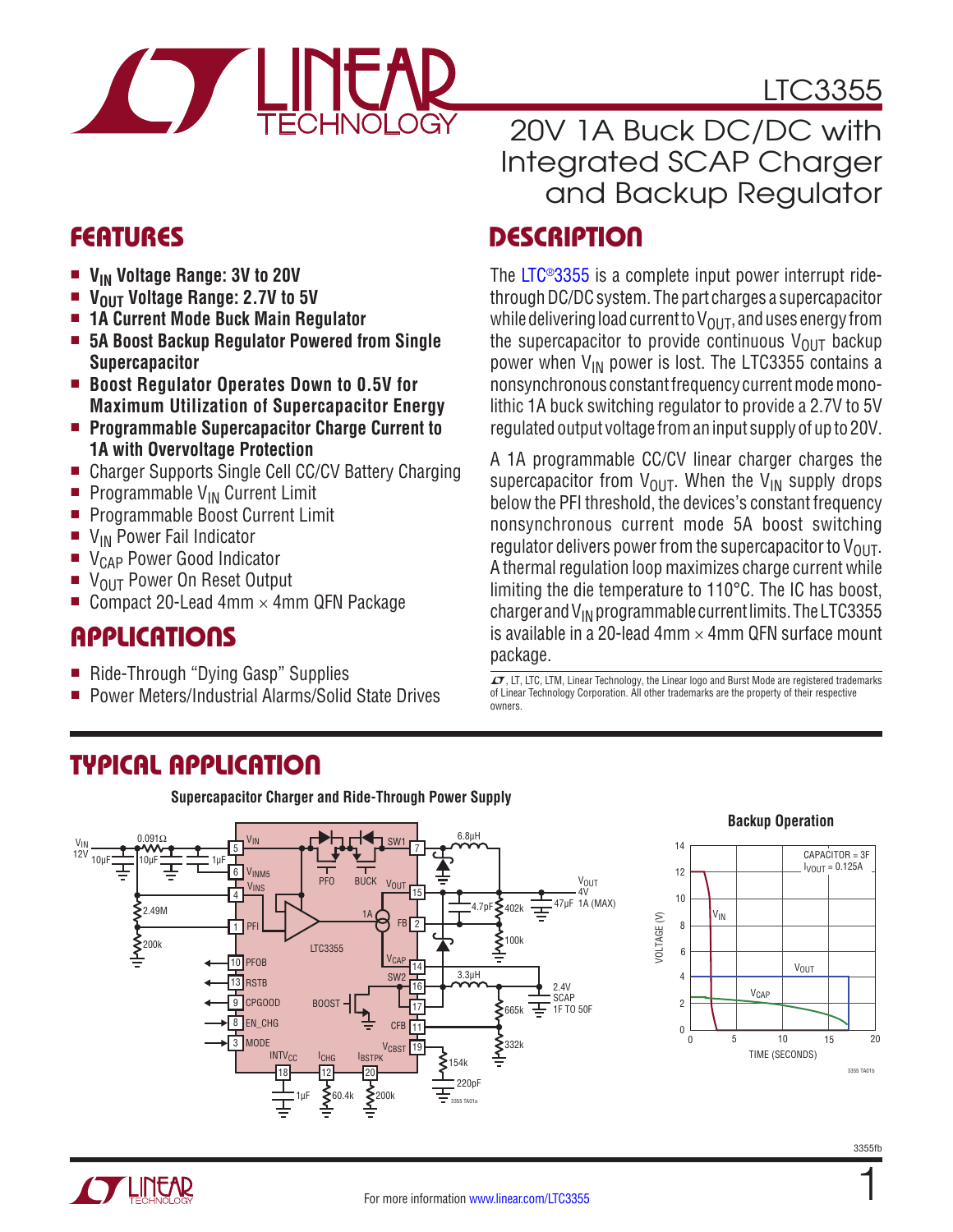# LTC3355

## 20V 1A Buck DC/DC with Integrated SCAP Charger and Backup Regulator

## FEATURES

- **$V_{IN}$ Voltage Range: 3V to 20V**
- **$V_{OUT}$ Voltage Range: 2.7V to 5V**
- **1A Current Mode Buck Main Regulator**
- **5A Boost Backup Regulator Powered from Single Supercapacitor**
- **Boost Regulator Operates Down to 0.5V for Maximum Utilization of Supercapacitor Energy**
- **Programmable Supercapacitor Charge Current to 1A with Overvoltage Protection**
- Charger Supports Single Cell CC/CV Battery Charging
- Programmable $V_{IN}$ Current Limit
- Programmable Boost Current Limit
- $V_{IN}$ Power Fail Indicator
- $V_{CAP}$ Power Good Indicator
- $V_{OUT}$ Power On Reset Output
- Compact 20-Lead 4mm × 4mm QFN Package

## APPLICATIONS

- Ride-Through "Dying Gasp" Supplies
- Power Meters/Industrial Alarms/Solid State Drives

## DESCRIPTION

The LTC®3355 is a complete input power interrupt ride-through DC/DC system. The part charges a supercapacitor while delivering load current to $V_{OUT}$, and uses energy from the supercapacitor to provide continuous $V_{OUT}$ backup power when $V_{IN}$ power is lost. The LTC3355 contains a nonsynchronous constant frequency current mode monolithic 1A buck switching regulator to provide a 2.7V to 5V regulated output voltage from an input supply of up to 20V.

A 1A programmable CC/CV linear charger charges the supercapacitor from $V_{OUT}$. When the $V_{IN}$ supply drops below the PFI threshold, the devices's constant frequency nonsynchronous current mode 5A boost switching regulator delivers power from the supercapacitor to $V_{OUT}$. A thermal regulation loop maximizes charge current while limiting the die temperature to 110°C. The IC has boost, charger and $V_{IN}$ programmable current limits. The LTC3355 is available in a 20-lead 4mm × 4mm QFN surface mount package.

LT, LTC, LTM, Linear Technology, the Linear logo and Burst Mode are registered trademarks of Linear Technology Corporation. All other trademarks are the property of their respective owners.

## TYPICAL APPLICATION

Supercapacitor Charger and Ride-Through Power Supply

Backup Operation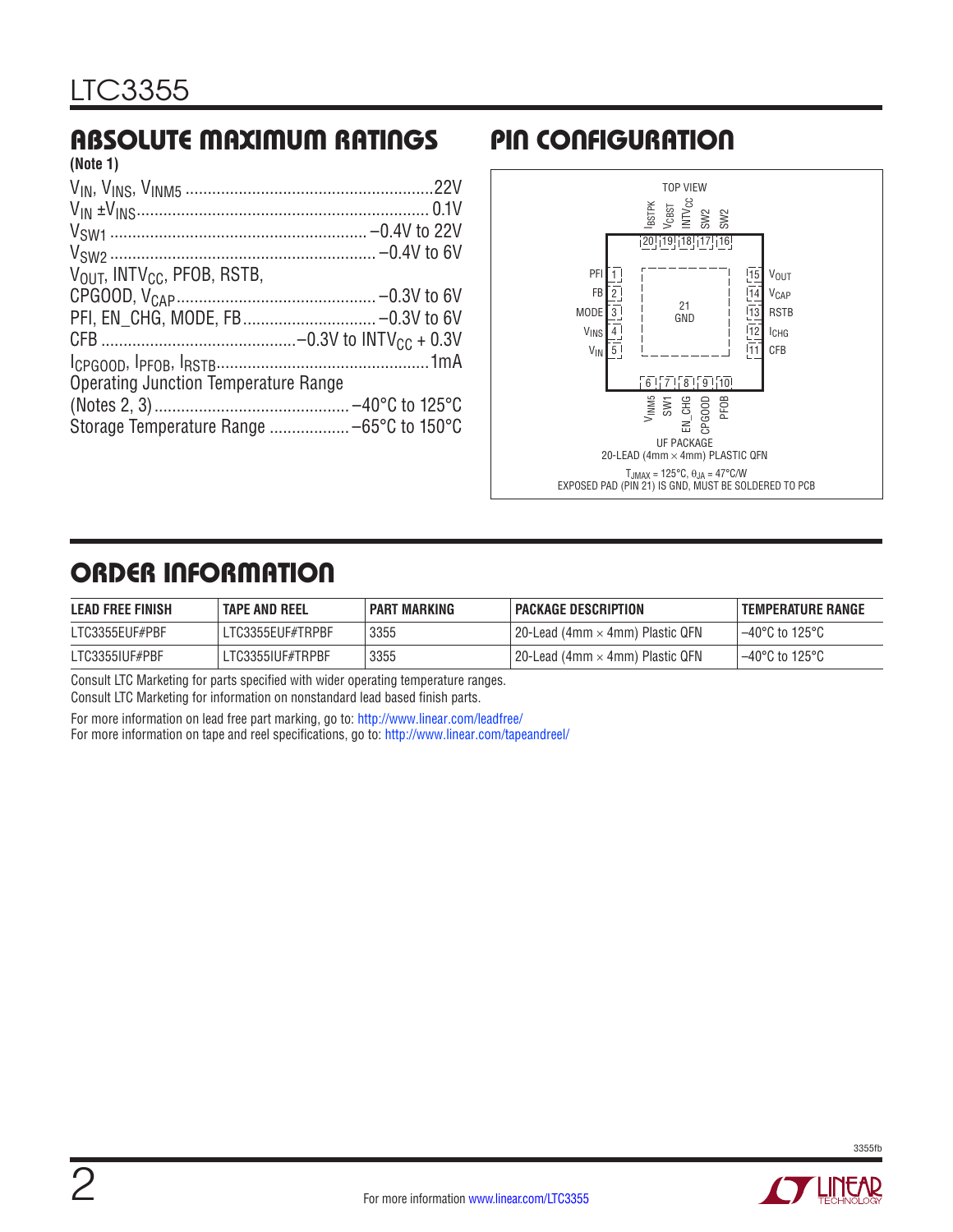## ABSOLUTE MAXIMUM RATINGS

**(Note 1)**

$V_{IN}$, $V_{INS}$, $V_{INM5}$ .......................................................22V
$V_{IN}$ ±$V_{INS}$................................................................. 0.1V
$V_{SW1}$ ......................................................... –0.4V to 22V
$V_{SW2}$ ........................................................... –0.4V to 6V
$V_{OUT}$, $INTV_{CC}$, PFOB, RSTB,
CPGOOD, $V_{CAP}$............................................ –0.3V to 6V
PFI, EN_CHG, MODE, FB.............................. –0.3V to 6V
CFB ...........................................–0.3V to $INTV_{CC}$ + 0.3V
$I_{CPGOOD}$, $I_{PFOB}$, $I_{RSTB}$...............................................1mA
Operating Junction Temperature Range
(Notes 2, 3)............................................ –40°C to 125°C
Storage Temperature Range .................. –65°C to 150°C

## PIN CONFIGURATION

TOP VIEW

Top pins: 20 $I_{BSTPK}$, 19 $V_{CBST}$, 18 $INTV_{CC}$, 17 SW2, 16 SW2

Left pins: 1 PFI, 2 FB, 3 MODE, 4 $V_{INS}$, 5 $V_{IN}$

Center: 21 GND

Right pins: 15 $V_{OUT}$, 14 $V_{CAP}$, 13 RSTB, 12 $I_{CHG}$, 11 CFB

Bottom pins: 6 $V_{INM5}$, 7 SW1, 8 EN_CHG, 9 CPGOOD, 10 PFOB

UF PACKAGE
20-LEAD (4mm × 4mm) PLASTIC QFN

$T_{JMAX}$ = 125°C, $θ_{JA}$ = 47°C/W
EXPOSED PAD (PIN 21) IS GND, MUST BE SOLDERED TO PCB

## ORDER INFORMATION

| LEAD FREE FINISH | TAPE AND REEL | PART MARKING | PACKAGE DESCRIPTION | TEMPERATURE RANGE |
|---|---|---|---|---|
| LTC3355EUF#PBF | LTC3355EUF#TRPBF | 3355 | 20-Lead (4mm × 4mm) Plastic QFN | –40°C to 125°C |
| LTC3355IUF#PBF | LTC3355IUF#TRPBF | 3355 | 20-Lead (4mm × 4mm) Plastic QFN | –40°C to 125°C |

Consult LTC Marketing for parts specified with wider operating temperature ranges.
Consult LTC Marketing for information on nonstandard lead based finish parts.

For more information on lead free part marking, go to: http://www.linear.com/leadfree/
For more information on tape and reel specifications, go to: http://www.linear.com/tapeandreel/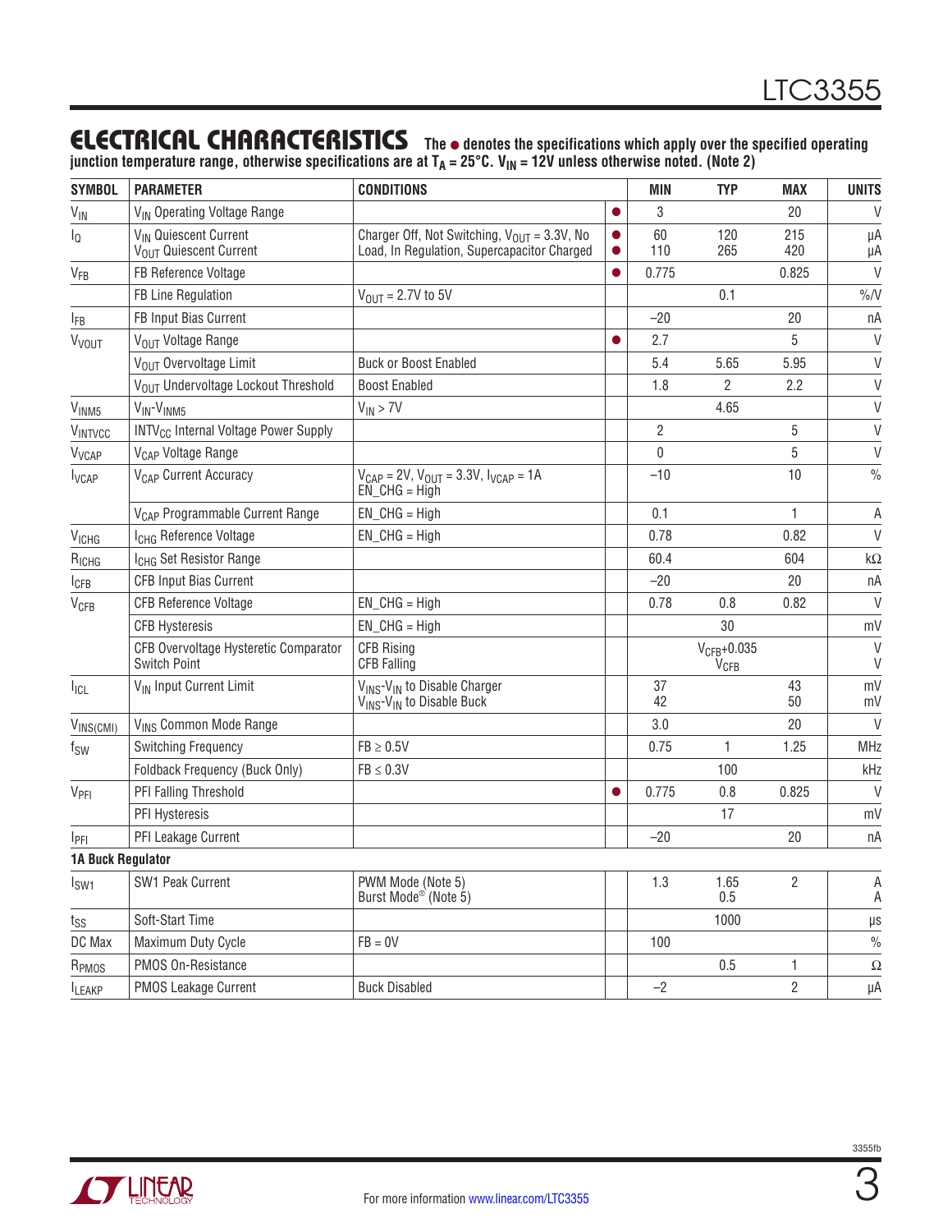## ELECTRICAL CHARACTERISTICS

**The ● denotes the specifications which apply over the specified operating junction temperature range, otherwise specifications are at $T_A$ = 25°C. $V_{IN}$ = 12V unless otherwise noted. (Note 2)**

| SYMBOL | PARAMETER | CONDITIONS | | MIN | TYP | MAX | UNITS |
|---|---|---|---|---|---|---|---|
| $V_{IN}$ | $V_{IN}$ Operating Voltage Range | | ● | 3 | | 20 | V |
| $I_Q$ | $V_{IN}$ Quiescent Current<br>$V_{OUT}$ Quiescent Current | Charger Off, Not Switching, $V_{OUT}$ = 3.3V, No Load, In Regulation, Supercapacitor Charged | ●<br>● | 60<br>110 | 120<br>265 | 215<br>420 | µA<br>µA |
| $V_{FB}$ | FB Reference Voltage | | ● | 0.775 | | 0.825 | V |
| | FB Line Regulation | $V_{OUT}$ = 2.7V to 5V | | | 0.1 | | %/V |
| $I_{FB}$ | FB Input Bias Current | | | –20 | | 20 | nA |
| $V_{VOUT}$ | $V_{OUT}$ Voltage Range | | ● | 2.7 | | 5 | V |
| | $V_{OUT}$ Overvoltage Limit | Buck or Boost Enabled | | 5.4 | 5.65 | 5.95 | V |
| | $V_{OUT}$ Undervoltage Lockout Threshold | Boost Enabled | | 1.8 | 2 | 2.2 | V |
| $V_{INM5}$ | $V_{IN}$-$V_{INM5}$ | $V_{IN}$ > 7V | | | 4.65 | | V |
| $V_{INTVCC}$ | $INTV_{CC}$ Internal Voltage Power Supply | | | 2 | | 5 | V |
| $V_{VCAP}$ | $V_{CAP}$ Voltage Range | | | 0 | | 5 | V |
| $I_{VCAP}$ | $V_{CAP}$ Current Accuracy | $V_{CAP}$ = 2V, $V_{OUT}$ = 3.3V, $I_{VCAP}$ = 1A<br>EN_CHG = High | | –10 | | 10 | % |
| | $V_{CAP}$ Programmable Current Range | EN_CHG = High | | 0.1 | | 1 | A |
| $V_{ICHG}$ | $I_{CHG}$ Reference Voltage | EN_CHG = High | | 0.78 | | 0.82 | V |
| $R_{ICHG}$ | $I_{CHG}$ Set Resistor Range | | | 60.4 | | 604 | kΩ |
| $I_{CFB}$ | CFB Input Bias Current | | | –20 | | 20 | nA |
| $V_{CFB}$ | CFB Reference Voltage | EN_CHG = High | | 0.78 | 0.8 | 0.82 | V |
| | CFB Hysteresis | EN_CHG = High | | | 30 | | mV |
| | CFB Overvoltage Hysteretic Comparator Switch Point | CFB Rising<br>CFB Falling | | | $V_{CFB}$+0.035<br>$V_{CFB}$ | | V<br>V |
| $I_{ICL}$ | $V_{IN}$ Input Current Limit | $V_{INS}$-$V_{IN}$ to Disable Charger<br>$V_{INS}$-$V_{IN}$ to Disable Buck | | 37<br>42 | | 43<br>50 | mV<br>mV |
| $V_{INS(CMI)}$ | $V_{INS}$ Common Mode Range | | | 3.0 | | 20 | V |
| $f_{SW}$ | Switching Frequency | FB ≥ 0.5V | | 0.75 | 1 | 1.25 | MHz |
| | Foldback Frequency (Buck Only) | FB ≤ 0.3V | | | 100 | | kHz |
| $V_{PFI}$ | PFI Falling Threshold | | ● | 0.775 | 0.8 | 0.825 | V |
| | PFI Hysteresis | | | | 17 | | mV |
| $I_{PFI}$ | PFI Leakage Current | | | –20 | | 20 | nA |
| **1A Buck Regulator** | | | | | | | |
| $I_{SW1}$ | SW1 Peak Current | PWM Mode (Note 5)<br>Burst Mode® (Note 5) | | 1.3 | 1.65<br>0.5 | 2 | A<br>A |
| $t_{SS}$ | Soft-Start Time | | | | 1000 | | µs |
| DC Max | Maximum Duty Cycle | FB = 0V | | 100 | | | % |
| $R_{PMOS}$ | PMOS On-Resistance | | | | 0.5 | 1 | Ω |
| $I_{LEAKP}$ | PMOS Leakage Current | Buck Disabled | | –2 | | 2 | µA |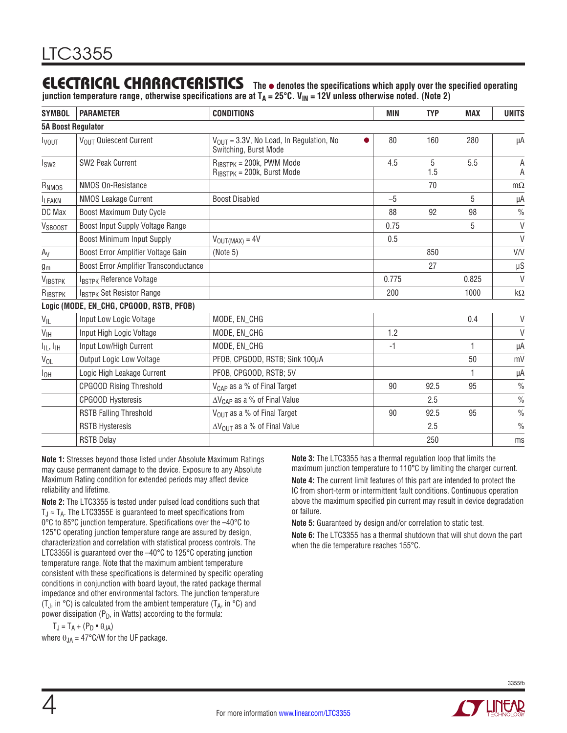## ELECTRICAL CHARACTERISTICS

**The ● denotes the specifications which apply over the specified operating junction temperature range, otherwise specifications are at $T_A$ = 25°C. $V_{IN}$ = 12V unless otherwise noted. (Note 2)**

| SYMBOL | PARAMETER | CONDITIONS | | MIN | TYP | MAX | UNITS |
|---|---|---|---|---|---|---|---|
| **5A Boost Regulator** | | | | | | | |
| $I_{VOUT}$ | $V_{OUT}$ Quiescent Current | $V_{OUT}$ = 3.3V, No Load, In Regulation, No Switching, Burst Mode | ● | 80 | 160 | 280 | µA |
| $I_{SW2}$ | SW2 Peak Current | $R_{IBSTPK}$ = 200k, PWM Mode<br>$R_{IBSTPK}$ = 200k, Burst Mode | | 4.5 | 5<br>1.5 | 5.5 | A<br>A |
| $R_{NMOS}$ | NMOS On-Resistance | | | | 70 | | mΩ |
| $I_{LEAKN}$ | NMOS Leakage Current | Boost Disabled | | –5 | | 5 | µA |
| DC Max | Boost Maximum Duty Cycle | | | 88 | 92 | 98 | % |
| $V_{SBOOST}$ | Boost Input Supply Voltage Range | | | 0.75 | | 5 | V |
| | Boost Minimum Input Supply | $V_{OUT(MAX)}$ = 4V | | 0.5 | | | V |
| $A_V$ | Boost Error Amplifier Voltage Gain | (Note 5) | | | 850 | | V/V |
| $g_m$ | Boost Error Amplifier Transconductance | | | | 27 | | µS |
| $V_{IBSTPK}$ | $I_{BSTPK}$ Reference Voltage | | | 0.775 | | 0.825 | V |
| $R_{IBSTPK}$ | $I_{BSTPK}$ Set Resistor Range | | | 200 | | 1000 | kΩ |
| **Logic (MODE, EN_CHG, CPGOOD, RSTB, PFOB)** | | | | | | | |
| $V_{IL}$ | Input Low Logic Voltage | MODE, EN_CHG | | | | 0.4 | V |
| $V_{IH}$ | Input High Logic Voltage | MODE, EN_CHG | | 1.2 | | | V |
| $I_{IL}$, $I_{IH}$ | Input Low/High Current | MODE, EN_CHG | | -1 | | 1 | µA |
| $V_{OL}$ | Output Logic Low Voltage | PFOB, CPGOOD, RSTB; Sink 100µA | | | | 50 | mV |
| $I_{OH}$ | Logic High Leakage Current | PFOB, CPGOOD, RSTB; 5V | | | | 1 | µA |
| | CPGOOD Rising Threshold | $V_{CAP}$ as a % of Final Target | | 90 | 92.5 | 95 | % |
| | CPGOOD Hysteresis | $\Delta V_{CAP}$ as a % of Final Value | | | 2.5 | | % |
| | RSTB Falling Threshold | $V_{OUT}$ as a % of Final Target | | 90 | 92.5 | 95 | % |
| | RSTB Hysteresis | $\Delta V_{OUT}$ as a % of Final Value | | | 2.5 | | % |
| | RSTB Delay | | | | 250 | | ms |

**Note 1:** Stresses beyond those listed under Absolute Maximum Ratings may cause permanent damage to the device. Exposure to any Absolute Maximum Rating condition for extended periods may affect device reliability and lifetime.

**Note 2:** The LTC3355 is tested under pulsed load conditions such that $T_J \approx T_A$. The LTC3355E is guaranteed to meet specifications from 0°C to 85°C junction temperature. Specifications over the –40°C to 125°C operating junction temperature range are assured by design, characterization and correlation with statistical process controls. The LTC3355I is guaranteed over the –40°C to 125°C operating junction temperature range. Note that the maximum ambient temperature consistent with these specifications is determined by specific operating conditions in conjunction with board layout, the rated package thermal impedance and other environmental factors. The junction temperature ($T_J$, in °C) is calculated from the ambient temperature ($T_A$, in °C) and power dissipation ($P_D$, in Watts) according to the formula:

$$T_J = T_A + (P_D \bullet \theta_{JA})$$

where $\theta_{JA}$ = 47°C/W for the UF package.

**Note 3:** The LTC3355 has a thermal regulation loop that limits the maximum junction temperature to 110°C by limiting the charger current.

**Note 4:** The current limit features of this part are intended to protect the IC from short-term or intermittent fault conditions. Continuous operation above the maximum specified pin current may result in device degradation or failure.

**Note 5:** Guaranteed by design and/or correlation to static test.

**Note 6:** The LTC3355 has a thermal shutdown that will shut down the part when the die temperature reaches 155°C.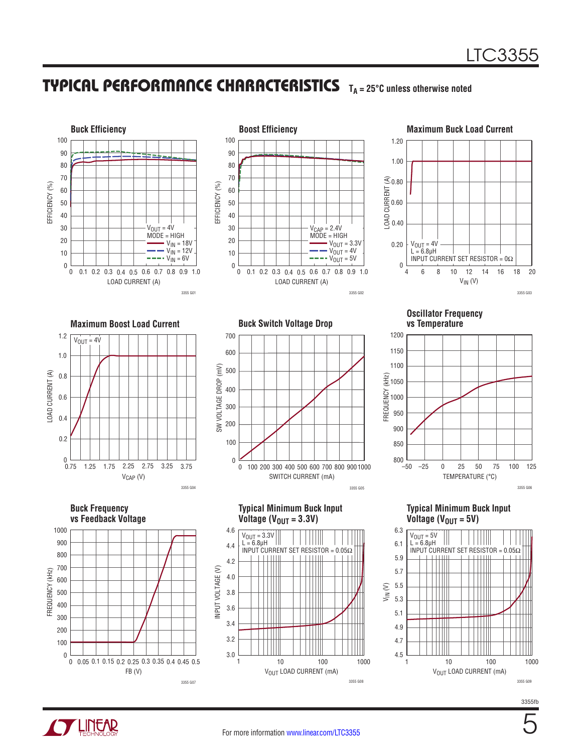## TYPICAL PERFORMANCE CHARACTERISTICS $T_A$ = 25°C unless otherwise noted

**Buck Efficiency**

EFFICIENCY (%) vs LOAD CURRENT (A)

$V_{OUT}$ = 4V
MODE = HIGH
$V_{IN}$ = 18V
$V_{IN}$ = 12V
$V_{IN}$ = 6V

3355 G01

**Boost Efficiency**

EFFICIENCY (%) vs LOAD CURRENT (A)

$V_{CAP}$ = 2.4V
MODE = HIGH
$V_{OUT}$ = 3.3V
$V_{OUT}$ = 4V
$V_{OUT}$ = 5V

3355 G02

**Maximum Buck Load Current**

LOAD CURRENT (A) vs $V_{IN}$ (V)

$V_{OUT}$ = 4V
L = 6.8µH
INPUT CURRENT SET RESISTOR = 0Ω

3355 G03

**Maximum Boost Load Current**

LOAD CURRENT (A) vs $V_{CAP}$ (V)

$V_{OUT}$ = 4V

3355 G04

**Buck Switch Voltage Drop**

SW VOLTAGE DROP (mV) vs SWITCH CURRENT (mA)

3355 G05

**Oscillator Frequency vs Temperature**

FREQUENCY (kHz) vs TEMPERATURE (°C)

3355 G06

**Buck Frequency vs Feedback Voltage**

FREQUENCY (kHz) vs FB (V)

3355 G07

**Typical Minimum Buck Input Voltage ($V_{OUT}$ = 3.3V)**

INPUT VOLTAGE (V) vs $V_{OUT}$ LOAD CURRENT (mA)

$V_{OUT}$ = 3.3V
L = 6.8µH
INPUT CURRENT SET RESISTOR = 0.05Ω

3355 G08

**Typical Minimum Buck Input Voltage ($V_{OUT}$ = 5V)**

$V_{IN}$ (V) vs $V_{OUT}$ LOAD CURRENT (mA)

$V_{OUT}$ = 5V
L = 6.8µH
INPUT CURRENT SET RESISTOR = 0.05Ω

3355 G09

3355fb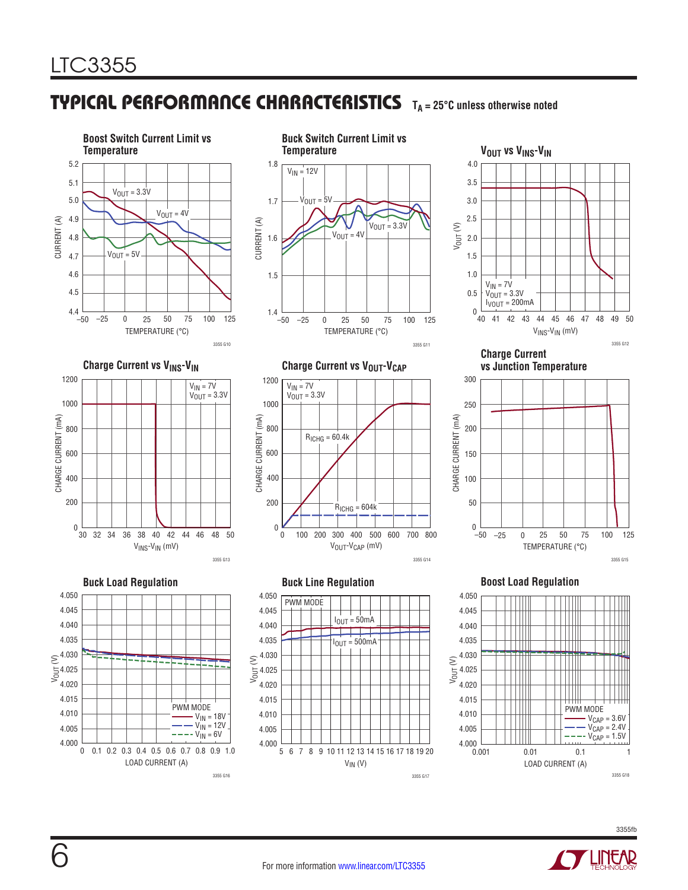## TYPICAL PERFORMANCE CHARACTERISTICS

$T_A = 25°C$ unless otherwise noted

**Boost Switch Current Limit vs Temperature**

CURRENT (A) vs TEMPERATURE (°C); curves: $V_{OUT} = 3.3V$, $V_{OUT} = 4V$, $V_{OUT} = 5V$

3355 G10

**Buck Switch Current Limit vs Temperature**

CURRENT (A) vs TEMPERATURE (°C); $V_{IN} = 12V$; curves: $V_{OUT} = 5V$, $V_{OUT} = 4V$, $V_{OUT} = 3.3V$

3355 G11

**$V_{OUT}$ vs $V_{INS}$-$V_{IN}$**

$V_{OUT}$ (V) vs $V_{INS}$-$V_{IN}$ (mV); $V_{IN} = 7V$, $V_{OUT} = 3.3V$, $I_{VOUT} = 200mA$

3355 G12

**Charge Current vs $V_{INS}$-$V_{IN}$**

CHARGE CURRENT (mA) vs $V_{INS}$-$V_{IN}$ (mV); $V_{IN} = 7V$, $V_{OUT} = 3.3V$

3355 G13

**Charge Current vs $V_{OUT}$-$V_{CAP}$**

CHARGE CURRENT (mA) vs $V_{OUT}$-$V_{CAP}$ (mV); $V_{IN} = 7V$, $V_{OUT} = 3.3V$; curves: $R_{ICHG} = 60.4k$, $R_{ICHG} = 604k$

3355 G14

**Charge Current vs Junction Temperature**

CHARGE CURRENT (mA) vs TEMPERATURE (°C)

3355 G15

**Buck Load Regulation**

$V_{OUT}$ (V) vs LOAD CURRENT (A); PWM MODE; curves: $V_{IN} = 18V$, $V_{IN} = 12V$, $V_{IN} = 6V$

3355 G16

**Buck Line Regulation**

$V_{OUT}$ (V) vs $V_{IN}$ (V); PWM MODE; curves: $I_{OUT} = 50mA$, $I_{OUT} = 500mA$

3355 G17

**Boost Load Regulation**

$V_{OUT}$ (V) vs LOAD CURRENT (A); PWM MODE; curves: $V_{CAP} = 3.6V$, $V_{CAP} = 2.4V$, $V_{CAP} = 1.5V$

3355 G18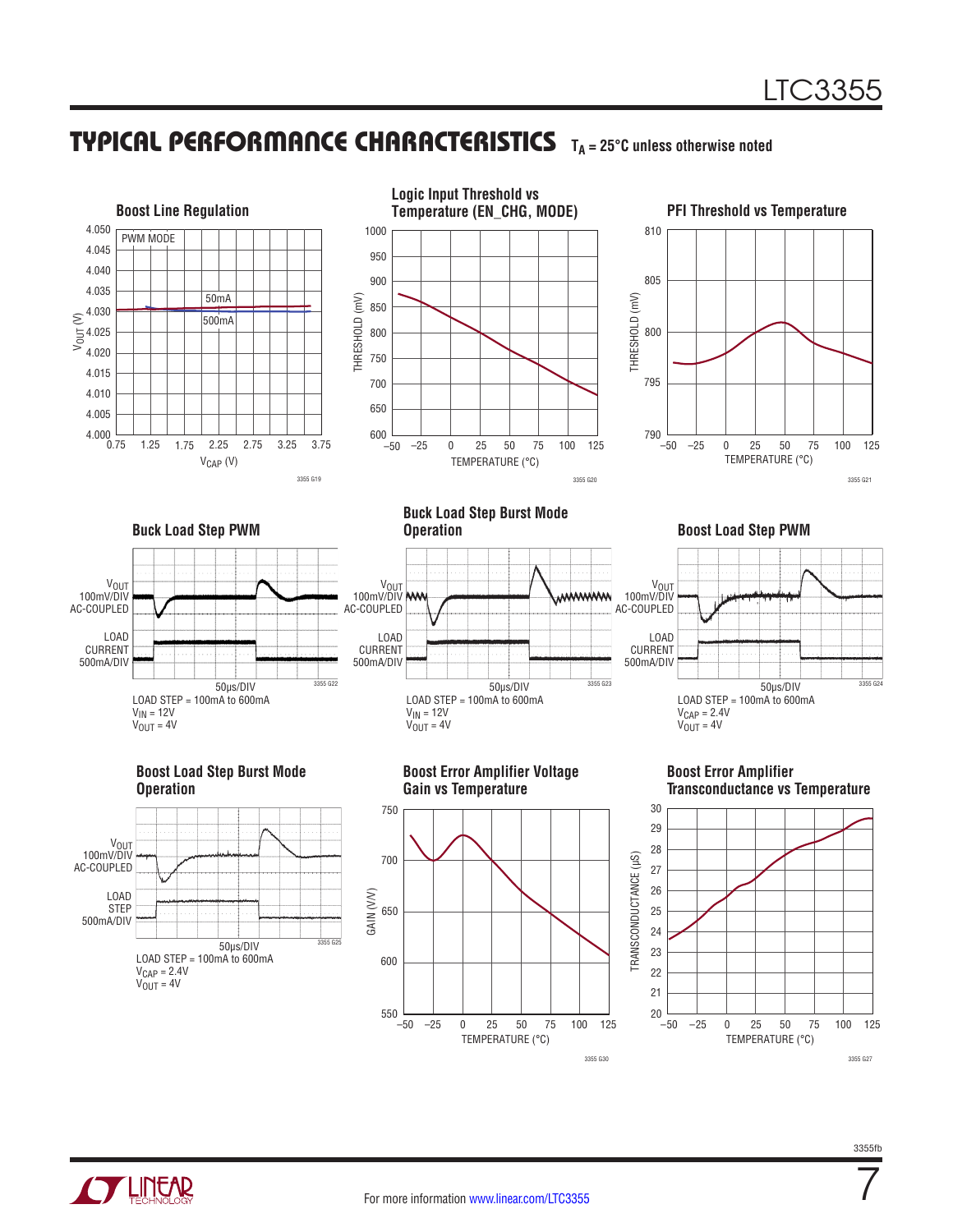## TYPICAL PERFORMANCE CHARACTERISTICS

$T_A$ = 25°C unless otherwise noted

### Boost Line Regulation

PWM MODE

50mA

500mA

$V_{OUT}$ (V): 4.000, 4.005, 4.010, 4.015, 4.020, 4.025, 4.030, 4.035, 4.040, 4.045, 4.050

$V_{CAP}$ (V): 0.75, 1.25, 1.75, 2.25, 2.75, 3.25, 3.75

3355 G19

### Logic Input Threshold vs Temperature (EN_CHG, MODE)

THRESHOLD (mV): 600, 650, 700, 750, 800, 850, 900, 950, 1000

TEMPERATURE (°C): –50, –25, 0, 25, 50, 75, 100, 125

3355 G20

### PFI Threshold vs Temperature

THRESHOLD (mV): 790, 795, 800, 805, 810

TEMPERATURE (°C): –50, –25, 0, 25, 50, 75, 100, 125

3355 G21

### Buck Load Step PWM

$V_{OUT}$ 100mV/DIV AC-COUPLED

LOAD CURRENT 500mA/DIV

50µs/DIV

3355 G22

LOAD STEP = 100mA to 600mA
$V_{IN}$ = 12V
$V_{OUT}$ = 4V

### Buck Load Step Burst Mode Operation

$V_{OUT}$ 100mV/DIV AC-COUPLED

LOAD CURRENT 500mA/DIV

50µs/DIV

3355 G23

LOAD STEP = 100mA to 600mA
$V_{IN}$ = 12V
$V_{OUT}$ = 4V

### Boost Load Step PWM

$V_{OUT}$ 100mV/DIV AC-COUPLED

LOAD CURRENT 500mA/DIV

50µs/DIV

3355 G24

LOAD STEP = 100mA to 600mA
$V_{CAP}$ = 2.4V
$V_{OUT}$ = 4V

### Boost Load Step Burst Mode Operation

$V_{OUT}$ 100mV/DIV AC-COUPLED

LOAD STEP 500mA/DIV

50µs/DIV

3355 G25

LOAD STEP = 100mA to 600mA
$V_{CAP}$ = 2.4V
$V_{OUT}$ = 4V

### Boost Error Amplifier Voltage Gain vs Temperature

GAIN (V/V): 550, 600, 650, 700, 750

TEMPERATURE (°C): –50, –25, 0, 25, 50, 75, 100, 125

3355 G30

### Boost Error Amplifier Transconductance vs Temperature

TRANSCONDUCTANCE (µS): 20, 21, 22, 23, 24, 25, 26, 27, 28, 29, 30

TEMPERATURE (°C): –50, –25, 0, 25, 50, 75, 100, 125

3355 G27

3355fb

For more information www.linear.com/LTC3355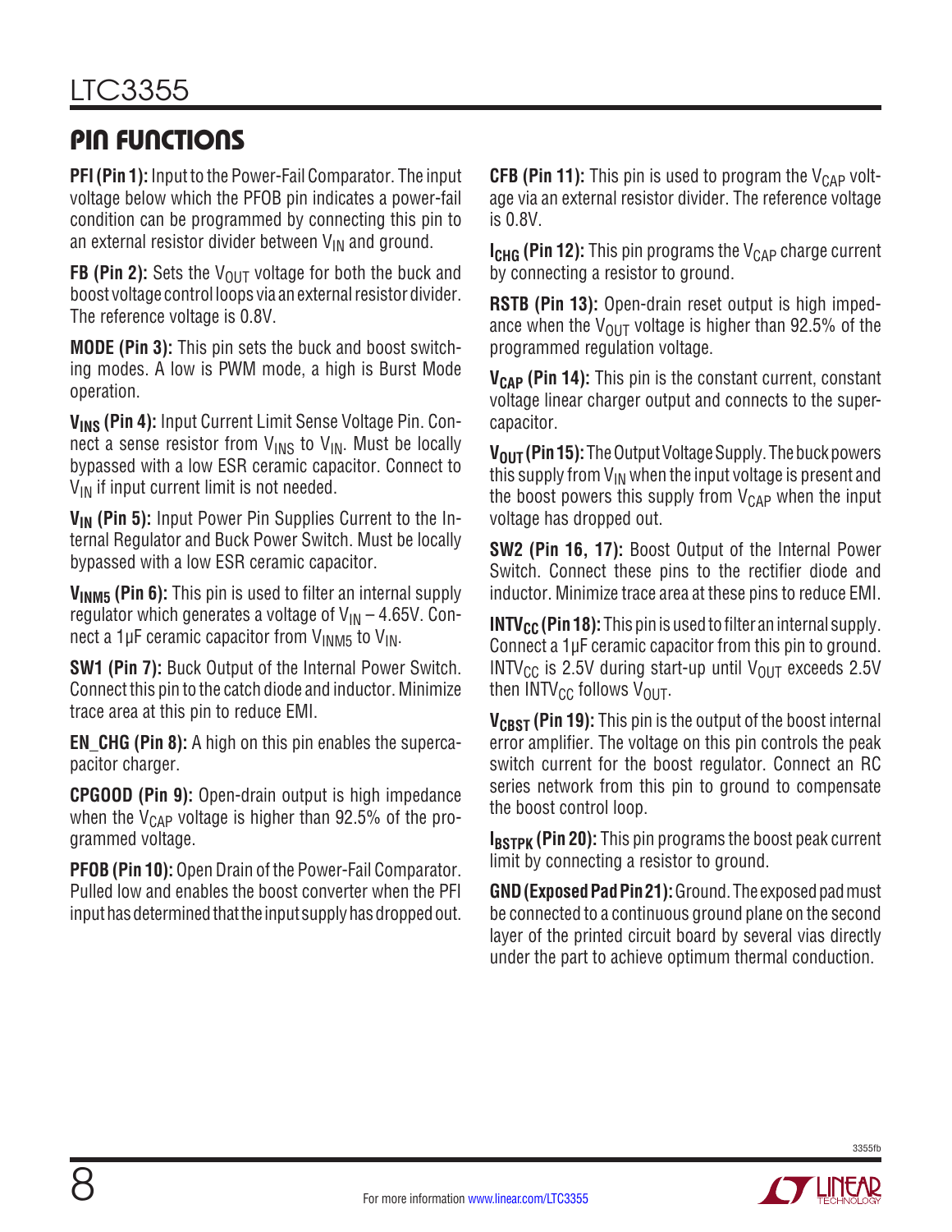## PIN FUNCTIONS

**PFI (Pin 1):** Input to the Power-Fail Comparator. The input voltage below which the PFOB pin indicates a power-fail condition can be programmed by connecting this pin to an external resistor divider between $V_{IN}$ and ground.

**FB (Pin 2):** Sets the $V_{OUT}$ voltage for both the buck and boost voltage control loops via an external resistor divider. The reference voltage is 0.8V.

**MODE (Pin 3):** This pin sets the buck and boost switching modes. A low is PWM mode, a high is Burst Mode operation.

**$V_{INS}$ (Pin 4):** Input Current Limit Sense Voltage Pin. Connect a sense resistor from $V_{INS}$ to $V_{IN}$. Must be locally bypassed with a low ESR ceramic capacitor. Connect to $V_{IN}$ if input current limit is not needed.

**$V_{IN}$ (Pin 5):** Input Power Pin Supplies Current to the Internal Regulator and Buck Power Switch. Must be locally bypassed with a low ESR ceramic capacitor.

**$V_{INM5}$ (Pin 6):** This pin is used to filter an internal supply regulator which generates a voltage of $V_{IN}$ – 4.65V. Connect a 1µF ceramic capacitor from $V_{INM5}$ to $V_{IN}$.

**SW1 (Pin 7):** Buck Output of the Internal Power Switch. Connect this pin to the catch diode and inductor. Minimize trace area at this pin to reduce EMI.

**EN_CHG (Pin 8):** A high on this pin enables the supercapacitor charger.

**CPGOOD (Pin 9):** Open-drain output is high impedance when the $V_{CAP}$ voltage is higher than 92.5% of the programmed voltage.

**PFOB (Pin 10):** Open Drain of the Power-Fail Comparator. Pulled low and enables the boost converter when the PFI input has determined that the input supply has dropped out.

**CFB (Pin 11):** This pin is used to program the $V_{CAP}$ voltage via an external resistor divider. The reference voltage is 0.8V.

**$I_{CHG}$ (Pin 12):** This pin programs the $V_{CAP}$ charge current by connecting a resistor to ground.

**RSTB (Pin 13):** Open-drain reset output is high impedance when the $V_{OUT}$ voltage is higher than 92.5% of the programmed regulation voltage.

**$V_{CAP}$ (Pin 14):** This pin is the constant current, constant voltage linear charger output and connects to the supercapacitor.

**$V_{OUT}$ (Pin 15):** The Output Voltage Supply. The buck powers this supply from $V_{IN}$ when the input voltage is present and the boost powers this supply from $V_{CAP}$ when the input voltage has dropped out.

**SW2 (Pin 16, 17):** Boost Output of the Internal Power Switch. Connect these pins to the rectifier diode and inductor. Minimize trace area at these pins to reduce EMI.

**$INTV_{CC}$ (Pin 18):** This pin is used to filter an internal supply. Connect a 1µF ceramic capacitor from this pin to ground. $INTV_{CC}$ is 2.5V during start-up until $V_{OUT}$ exceeds 2.5V then $INTV_{CC}$ follows $V_{OUT}$.

**$V_{CBST}$ (Pin 19):** This pin is the output of the boost internal error amplifier. The voltage on this pin controls the peak switch current for the boost regulator. Connect an RC series network from this pin to ground to compensate the boost control loop.

**$I_{BSTPK}$ (Pin 20):** This pin programs the boost peak current limit by connecting a resistor to ground.

**GND (Exposed Pad Pin 21):** Ground. The exposed pad must be connected to a continuous ground plane on the second layer of the printed circuit board by several vias directly under the part to achieve optimum thermal conduction.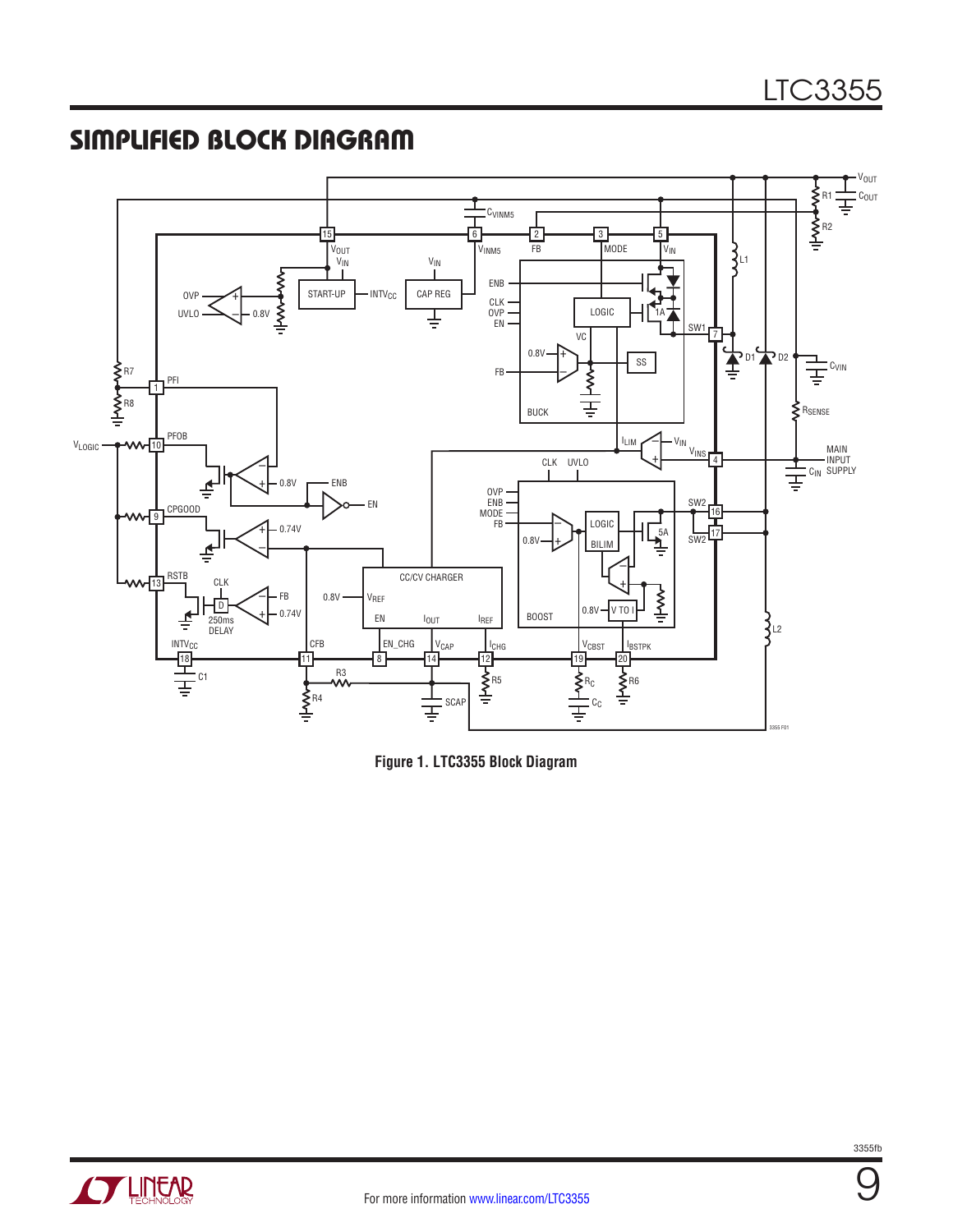## SIMPLIFIED BLOCK DIAGRAM

Figure 1. LTC3355 Block Diagram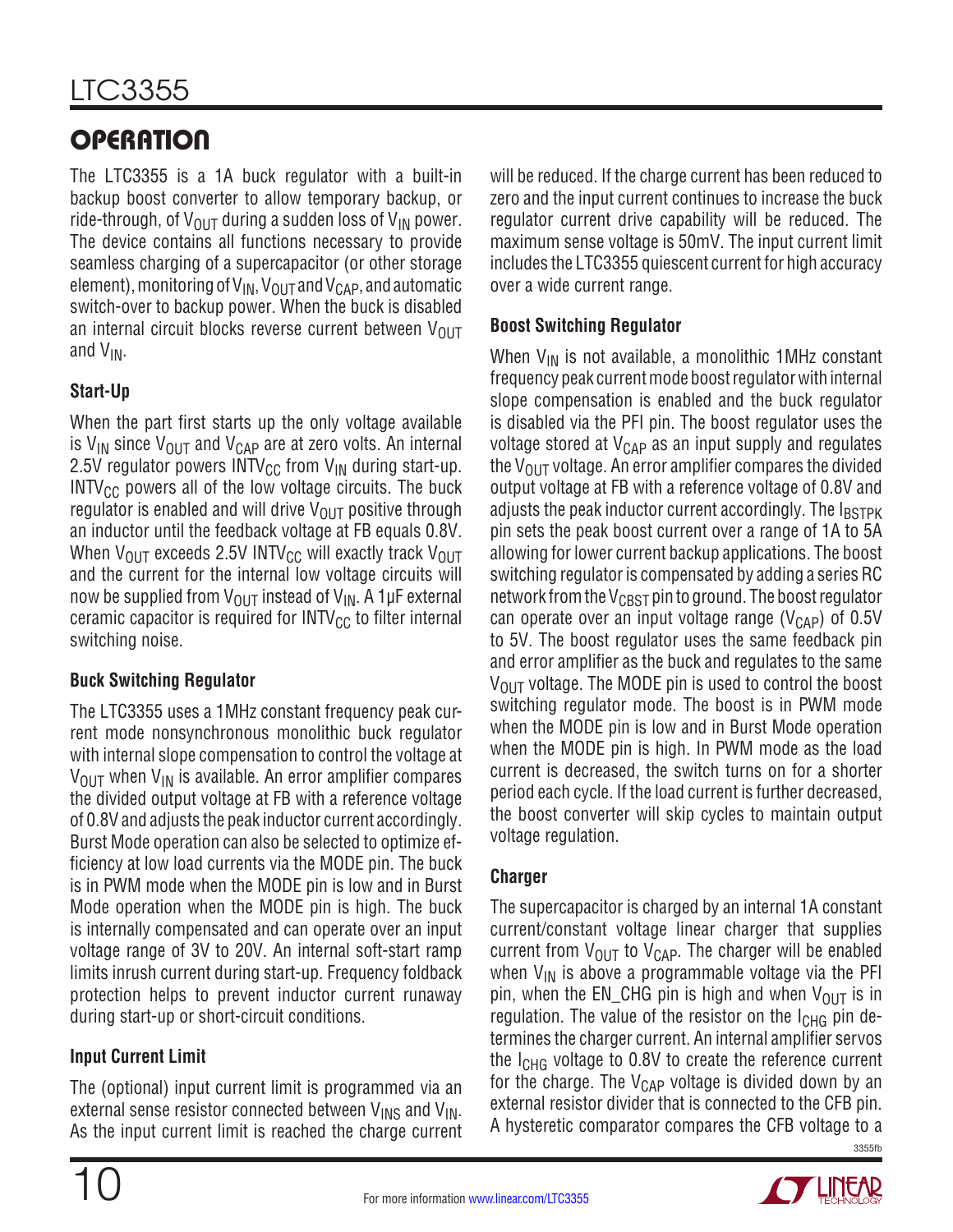## OPERATION

The LTC3355 is a 1A buck regulator with a built-in backup boost converter to allow temporary backup, or ride-through, of $V_{OUT}$ during a sudden loss of $V_{IN}$ power. The device contains all functions necessary to provide seamless charging of a supercapacitor (or other storage element), monitoring of $V_{IN}$, $V_{OUT}$ and $V_{CAP}$, and automatic switch-over to backup power. When the buck is disabled an internal circuit blocks reverse current between $V_{OUT}$ and $V_{IN}$.

### Start-Up

When the part first starts up the only voltage available is $V_{IN}$ since $V_{OUT}$ and $V_{CAP}$ are at zero volts. An internal 2.5V regulator powers $INTV_{CC}$ from $V_{IN}$ during start-up. $INTV_{CC}$ powers all of the low voltage circuits. The buck regulator is enabled and will drive $V_{OUT}$ positive through an inductor until the feedback voltage at FB equals 0.8V. When $V_{OUT}$ exceeds 2.5V $INTV_{CC}$ will exactly track $V_{OUT}$ and the current for the internal low voltage circuits will now be supplied from $V_{OUT}$ instead of $V_{IN}$. A 1µF external ceramic capacitor is required for $INTV_{CC}$ to filter internal switching noise.

### Buck Switching Regulator

The LTC3355 uses a 1MHz constant frequency peak current mode nonsynchronous monolithic buck regulator with internal slope compensation to control the voltage at $V_{OUT}$ when $V_{IN}$ is available. An error amplifier compares the divided output voltage at FB with a reference voltage of 0.8V and adjusts the peak inductor current accordingly. Burst Mode operation can also be selected to optimize efficiency at low load currents via the MODE pin. The buck is in PWM mode when the MODE pin is low and in Burst Mode operation when the MODE pin is high. The buck is internally compensated and can operate over an input voltage range of 3V to 20V. An internal soft-start ramp limits inrush current during start-up. Frequency foldback protection helps to prevent inductor current runaway during start-up or short-circuit conditions.

### Input Current Limit

The (optional) input current limit is programmed via an external sense resistor connected between $V_{INS}$ and $V_{IN}$. As the input current limit is reached the charge current will be reduced. If the charge current has been reduced to zero and the input current continues to increase the buck regulator current drive capability will be reduced. The maximum sense voltage is 50mV. The input current limit includes the LTC3355 quiescent current for high accuracy over a wide current range.

### Boost Switching Regulator

When $V_{IN}$ is not available, a monolithic 1MHz constant frequency peak current mode boost regulator with internal slope compensation is enabled and the buck regulator is disabled via the PFI pin. The boost regulator uses the voltage stored at $V_{CAP}$ as an input supply and regulates the $V_{OUT}$ voltage. An error amplifier compares the divided output voltage at FB with a reference voltage of 0.8V and adjusts the peak inductor current accordingly. The $I_{BSTPK}$ pin sets the peak boost current over a range of 1A to 5A allowing for lower current backup applications. The boost switching regulator is compensated by adding a series RC network from the $V_{CBST}$ pin to ground. The boost regulator can operate over an input voltage range ($V_{CAP}$) of 0.5V to 5V. The boost regulator uses the same feedback pin and error amplifier as the buck and regulates to the same $V_{OUT}$ voltage. The MODE pin is used to control the boost switching regulator mode. The boost is in PWM mode when the MODE pin is low and in Burst Mode operation when the MODE pin is high. In PWM mode as the load current is decreased, the switch turns on for a shorter period each cycle. If the load current is further decreased, the boost converter will skip cycles to maintain output voltage regulation.

### Charger

The supercapacitor is charged by an internal 1A constant current/constant voltage linear charger that supplies current from $V_{OUT}$ to $V_{CAP}$. The charger will be enabled when $V_{IN}$ is above a programmable voltage via the PFI pin, when the EN_CHG pin is high and when $V_{OUT}$ is in regulation. The value of the resistor on the $I_{CHG}$ pin determines the charger current. An internal amplifier servos the $I_{CHG}$ voltage to 0.8V to create the reference current for the charge. The $V_{CAP}$ voltage is divided down by an external resistor divider that is connected to the CFB pin. A hysteretic comparator compares the CFB voltage to a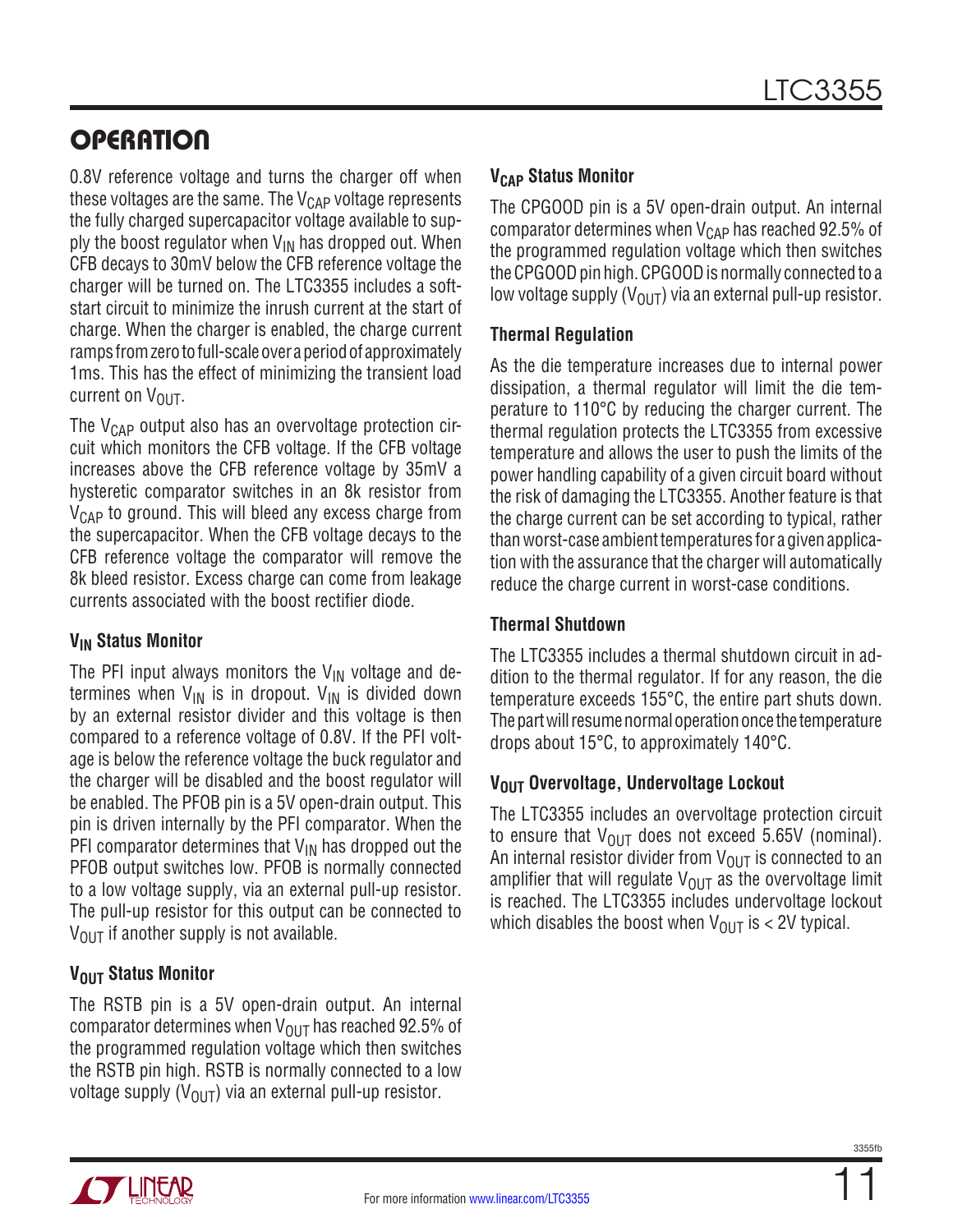## OPERATION

0.8V reference voltage and turns the charger off when these voltages are the same. The $V_{CAP}$ voltage represents the fully charged supercapacitor voltage available to supply the boost regulator when $V_{IN}$ has dropped out. When CFB decays to 30mV below the CFB reference voltage the charger will be turned on. The LTC3355 includes a soft-start circuit to minimize the inrush current at the start of charge. When the charger is enabled, the charge current ramps from zero to full-scale over a period of approximately 1ms. This has the effect of minimizing the transient load current on $V_{OUT}$.

The $V_{CAP}$ output also has an overvoltage protection circuit which monitors the CFB voltage. If the CFB voltage increases above the CFB reference voltage by 35mV a hysteretic comparator switches in an 8k resistor from $V_{CAP}$ to ground. This will bleed any excess charge from the supercapacitor. When the CFB voltage decays to the CFB reference voltage the comparator will remove the 8k bleed resistor. Excess charge can come from leakage currents associated with the boost rectifier diode.

### $V_{IN}$ Status Monitor

The PFI input always monitors the $V_{IN}$ voltage and determines when $V_{IN}$ is in dropout. $V_{IN}$ is divided down by an external resistor divider and this voltage is then compared to a reference voltage of 0.8V. If the PFI voltage is below the reference voltage the buck regulator and the charger will be disabled and the boost regulator will be enabled. The PFOB pin is a 5V open-drain output. This pin is driven internally by the PFI comparator. When the PFI comparator determines that $V_{IN}$ has dropped out the PFOB output switches low. PFOB is normally connected to a low voltage supply, via an external pull-up resistor. The pull-up resistor for this output can be connected to $V_{OUT}$ if another supply is not available.

### $V_{OUT}$ Status Monitor

The RSTB pin is a 5V open-drain output. An internal comparator determines when $V_{OUT}$ has reached 92.5% of the programmed regulation voltage which then switches the RSTB pin high. RSTB is normally connected to a low voltage supply ($V_{OUT}$) via an external pull-up resistor.

### $V_{CAP}$ Status Monitor

The CPGOOD pin is a 5V open-drain output. An internal comparator determines when $V_{CAP}$ has reached 92.5% of the programmed regulation voltage which then switches the CPGOOD pin high. CPGOOD is normally connected to a low voltage supply ($V_{OUT}$) via an external pull-up resistor.

### Thermal Regulation

As the die temperature increases due to internal power dissipation, a thermal regulator will limit the die temperature to 110°C by reducing the charger current. The thermal regulation protects the LTC3355 from excessive temperature and allows the user to push the limits of the power handling capability of a given circuit board without the risk of damaging the LTC3355. Another feature is that the charge current can be set according to typical, rather than worst-case ambient temperatures for a given application with the assurance that the charger will automatically reduce the charge current in worst-case conditions.

### Thermal Shutdown

The LTC3355 includes a thermal shutdown circuit in addition to the thermal regulator. If for any reason, the die temperature exceeds 155°C, the entire part shuts down. The part will resume normal operation once the temperature drops about 15°C, to approximately 140°C.

### $V_{OUT}$ Overvoltage, Undervoltage Lockout

The LTC3355 includes an overvoltage protection circuit to ensure that $V_{OUT}$ does not exceed 5.65V (nominal). An internal resistor divider from $V_{OUT}$ is connected to an amplifier that will regulate $V_{OUT}$ as the overvoltage limit is reached. The LTC3355 includes undervoltage lockout which disables the boost when $V_{OUT}$ is < 2V typical.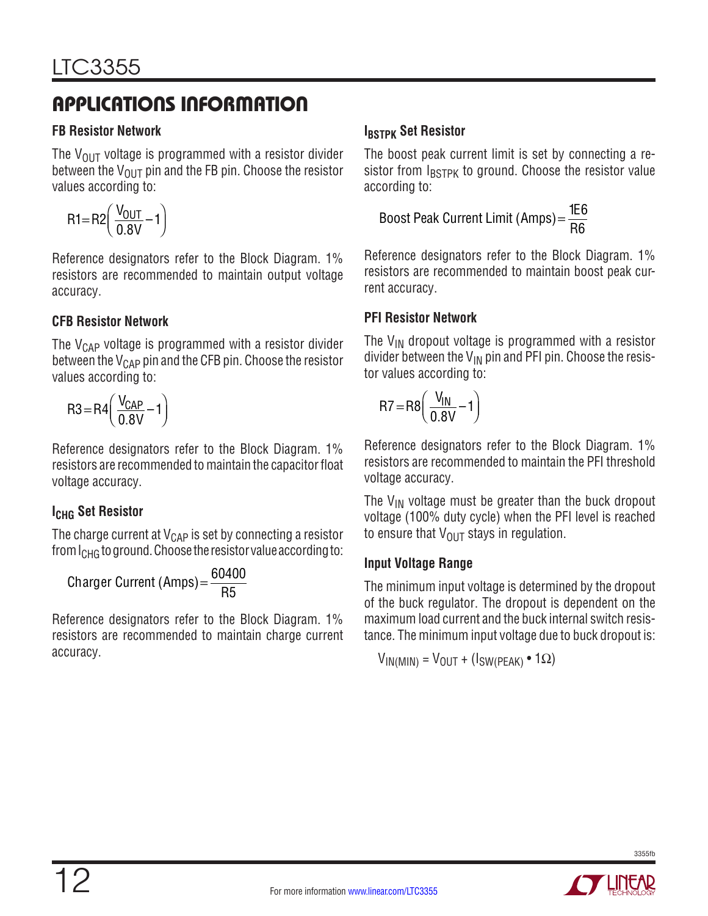## APPLICATIONS INFORMATION

### FB Resistor Network

The $V_{OUT}$ voltage is programmed with a resistor divider between the $V_{OUT}$ pin and the FB pin. Choose the resistor values according to:

$$R1 = R2\left(\frac{V_{OUT}}{0.8V} - 1\right)$$

Reference designators refer to the Block Diagram. 1% resistors are recommended to maintain output voltage accuracy.

### CFB Resistor Network

The $V_{CAP}$ voltage is programmed with a resistor divider between the $V_{CAP}$ pin and the CFB pin. Choose the resistor values according to:

$$R3 = R4\left(\frac{V_{CAP}}{0.8V} - 1\right)$$

Reference designators refer to the Block Diagram. 1% resistors are recommended to maintain the capacitor float voltage accuracy.

### $I_{CHG}$ Set Resistor

The charge current at $V_{CAP}$ is set by connecting a resistor from $I_{CHG}$ to ground. Choose the resistor value according to:

$$\text{Charger Current (Amps)} = \frac{60400}{R5}$$

Reference designators refer to the Block Diagram. 1% resistors are recommended to maintain charge current accuracy.

### $I_{BSTPK}$ Set Resistor

The boost peak current limit is set by connecting a resistor from $I_{BSTPK}$ to ground. Choose the resistor value according to:

$$\text{Boost Peak Current Limit (Amps)} = \frac{1E6}{R6}$$

Reference designators refer to the Block Diagram. 1% resistors are recommended to maintain boost peak current accuracy.

### PFI Resistor Network

The $V_{IN}$ dropout voltage is programmed with a resistor divider between the $V_{IN}$ pin and PFI pin. Choose the resistor values according to:

$$R7 = R8\left(\frac{V_{IN}}{0.8V} - 1\right)$$

Reference designators refer to the Block Diagram. 1% resistors are recommended to maintain the PFI threshold voltage accuracy.

The $V_{IN}$ voltage must be greater than the buck dropout voltage (100% duty cycle) when the PFI level is reached to ensure that $V_{OUT}$ stays in regulation.

### Input Voltage Range

The minimum input voltage is determined by the dropout of the buck regulator. The dropout is dependent on the maximum load current and the buck internal switch resistance. The minimum input voltage due to buck dropout is:

$$V_{IN(MIN)} = V_{OUT} + (I_{SW(PEAK)} \cdot 1\Omega)$$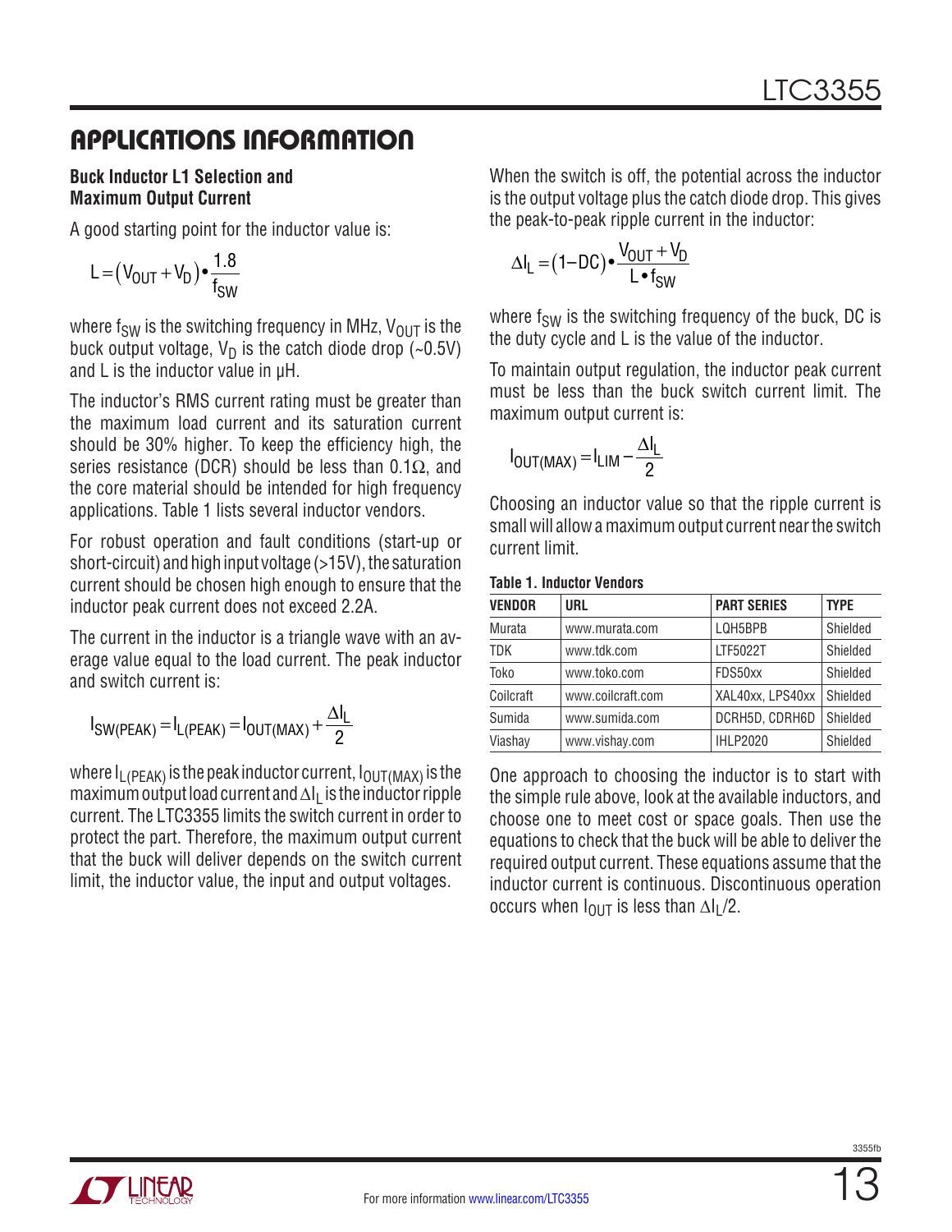## APPLICATIONS INFORMATION

### Buck Inductor L1 Selection and Maximum Output Current

A good starting point for the inductor value is:

$$L = \left(V_{OUT} + V_D\right) \bullet \frac{1.8}{f_{SW}}$$

where $f_{SW}$ is the switching frequency in MHz, $V_{OUT}$ is the buck output voltage, $V_D$ is the catch diode drop (~0.5V) and L is the inductor value in µH.

The inductor's RMS current rating must be greater than the maximum load current and its saturation current should be 30% higher. To keep the efficiency high, the series resistance (DCR) should be less than 0.1Ω, and the core material should be intended for high frequency applications. Table 1 lists several inductor vendors.

For robust operation and fault conditions (start-up or short-circuit) and high input voltage (>15V), the saturation current should be chosen high enough to ensure that the inductor peak current does not exceed 2.2A.

The current in the inductor is a triangle wave with an average value equal to the load current. The peak inductor and switch current is:

$$I_{SW(PEAK)} = I_{L(PEAK)} = I_{OUT(MAX)} + \frac{\Delta I_L}{2}$$

where $I_{L(PEAK)}$ is the peak inductor current, $I_{OUT(MAX)}$ is the maximum output load current and $\Delta I_L$ is the inductor ripple current. The LTC3355 limits the switch current in order to protect the part. Therefore, the maximum output current that the buck will deliver depends on the switch current limit, the inductor value, the input and output voltages.

When the switch is off, the potential across the inductor is the output voltage plus the catch diode drop. This gives the peak-to-peak ripple current in the inductor:

$$\Delta I_L = (1 - DC) \bullet \frac{V_{OUT} + V_D}{L \bullet f_{SW}}$$

where $f_{SW}$ is the switching frequency of the buck, DC is the duty cycle and L is the value of the inductor.

To maintain output regulation, the inductor peak current must be less than the buck switch current limit. The maximum output current is:

$$I_{OUT(MAX)} = I_{LIM} - \frac{\Delta I_L}{2}$$

Choosing an inductor value so that the ripple current is small will allow a maximum output current near the switch current limit.

**Table 1. Inductor Vendors**

| VENDOR | URL | PART SERIES | TYPE |
|---|---|---|---|
| Murata | www.murata.com | LQH5BPB | Shielded |
| TDK | www.tdk.com | LTF5022T | Shielded |
| Toko | www.toko.com | FDS50xx | Shielded |
| Coilcraft | www.coilcraft.com | XAL40xx, LPS40xx | Shielded |
| Sumida | www.sumida.com | DCRH5D, CDRH6D | Shielded |
| Viashay | www.vishay.com | IHLP2020 | Shielded |

One approach to choosing the inductor is to start with the simple rule above, look at the available inductors, and choose one to meet cost or space goals. Then use the equations to check that the buck will be able to deliver the required output current. These equations assume that the inductor current is continuous. Discontinuous operation occurs when $I_{OUT}$ is less than $\Delta I_L/2$.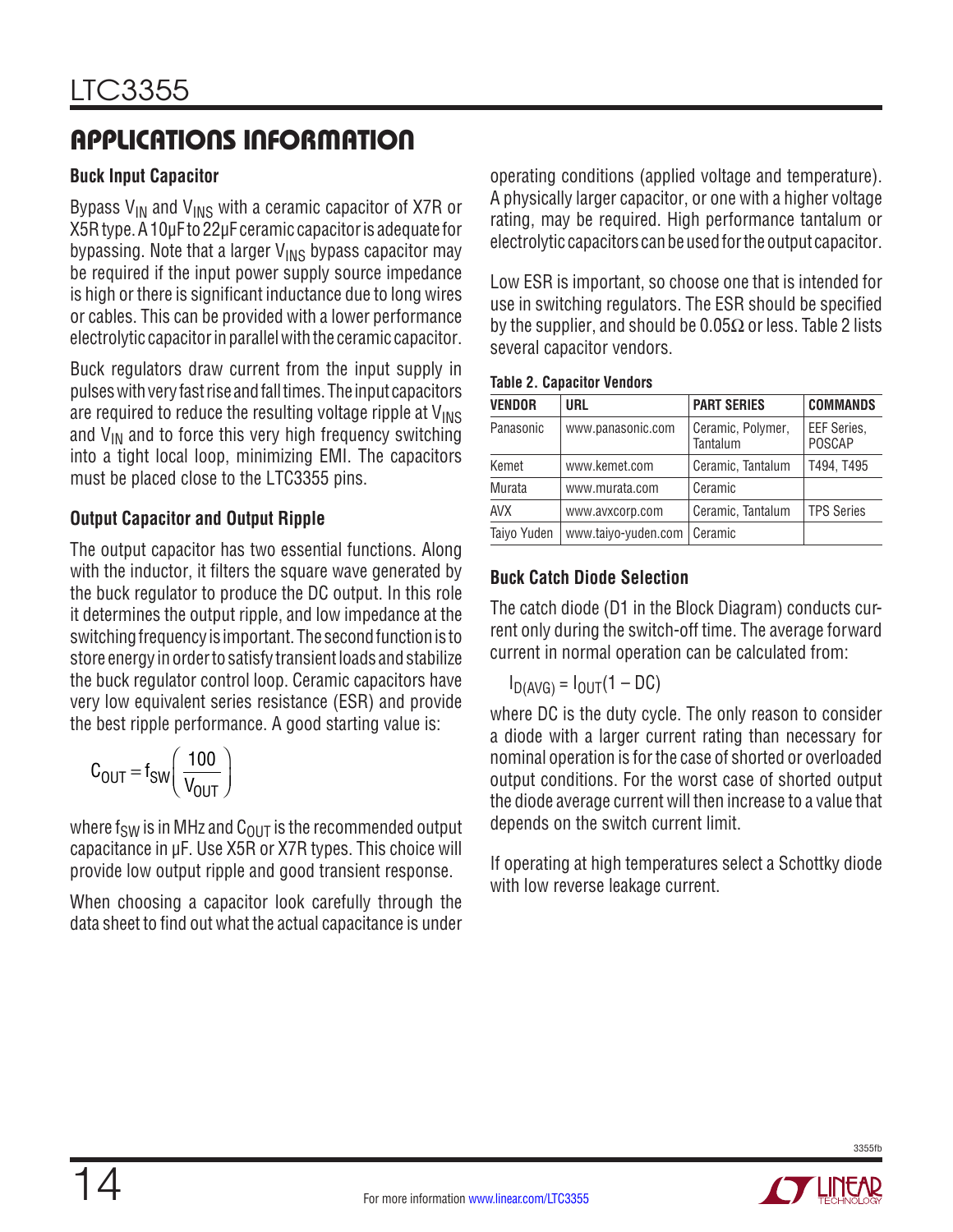## APPLICATIONS INFORMATION

### Buck Input Capacitor

Bypass $V_{IN}$ and $V_{INS}$ with a ceramic capacitor of X7R or X5R type. A 10µF to 22µF ceramic capacitor is adequate for bypassing. Note that a larger $V_{INS}$ bypass capacitor may be required if the input power supply source impedance is high or there is significant inductance due to long wires or cables. This can be provided with a lower performance electrolytic capacitor in parallel with the ceramic capacitor.

Buck regulators draw current from the input supply in pulses with very fast rise and fall times. The input capacitors are required to reduce the resulting voltage ripple at $V_{INS}$ and $V_{IN}$ and to force this very high frequency switching into a tight local loop, minimizing EMI. The capacitors must be placed close to the LTC3355 pins.

### Output Capacitor and Output Ripple

The output capacitor has two essential functions. Along with the inductor, it filters the square wave generated by the buck regulator to produce the DC output. In this role it determines the output ripple, and low impedance at the switching frequency is important. The second function is to store energy in order to satisfy transient loads and stabilize the buck regulator control loop. Ceramic capacitors have very low equivalent series resistance (ESR) and provide the best ripple performance. A good starting value is:

$$C_{OUT} = f_{SW}\left(\frac{100}{V_{OUT}}\right)$$

where $f_{SW}$ is in MHz and $C_{OUT}$ is the recommended output capacitance in µF. Use X5R or X7R types. This choice will provide low output ripple and good transient response.

When choosing a capacitor look carefully through the data sheet to find out what the actual capacitance is under operating conditions (applied voltage and temperature). A physically larger capacitor, or one with a higher voltage rating, may be required. High performance tantalum or electrolytic capacitors can be used for the output capacitor.

Low ESR is important, so choose one that is intended for use in switching regulators. The ESR should be specified by the supplier, and should be 0.05Ω or less. Table 2 lists several capacitor vendors.

**Table 2. Capacitor Vendors**

| VENDOR | URL | PART SERIES | COMMANDS |
|---|---|---|---|
| Panasonic | www.panasonic.com | Ceramic, Polymer, Tantalum | EEF Series, POSCAP |
| Kemet | www.kemet.com | Ceramic, Tantalum | T494, T495 |
| Murata | www.murata.com | Ceramic | |
| AVX | www.avxcorp.com | Ceramic, Tantalum | TPS Series |
| Taiyo Yuden | www.taiyo-yuden.com | Ceramic | |

### Buck Catch Diode Selection

The catch diode (D1 in the Block Diagram) conducts current only during the switch-off time. The average forward current in normal operation can be calculated from:

$$I_{D(AVG)} = I_{OUT}(1 – DC)$$

where DC is the duty cycle. The only reason to consider a diode with a larger current rating than necessary for nominal operation is for the case of shorted or overloaded output conditions. For the worst case of shorted output the diode average current will then increase to a value that depends on the switch current limit.

If operating at high temperatures select a Schottky diode with low reverse leakage current.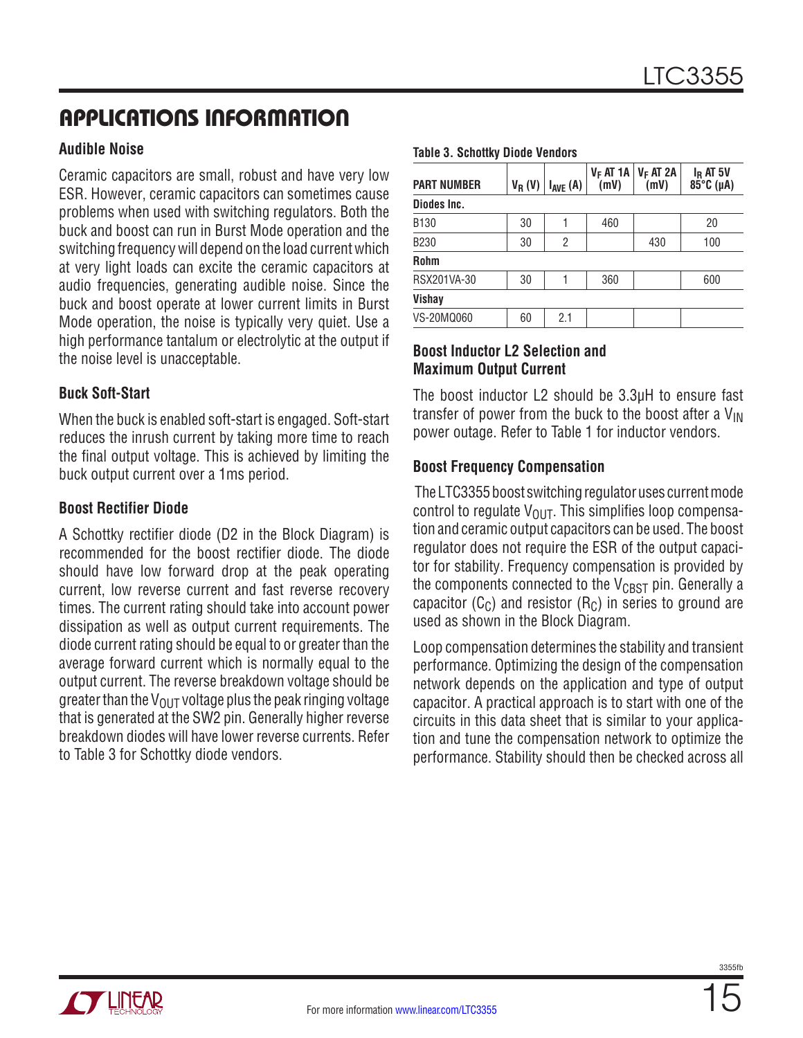## APPLICATIONS INFORMATION

### Audible Noise

Ceramic capacitors are small, robust and have very low ESR. However, ceramic capacitors can sometimes cause problems when used with switching regulators. Both the buck and boost can run in Burst Mode operation and the switching frequency will depend on the load current which at very light loads can excite the ceramic capacitors at audio frequencies, generating audible noise. Since the buck and boost operate at lower current limits in Burst Mode operation, the noise is typically very quiet. Use a high performance tantalum or electrolytic at the output if the noise level is unacceptable.

### Buck Soft-Start

When the buck is enabled soft-start is engaged. Soft-start reduces the inrush current by taking more time to reach the final output voltage. This is achieved by limiting the buck output current over a 1ms period.

### Boost Rectifier Diode

A Schottky rectifier diode (D2 in the Block Diagram) is recommended for the boost rectifier diode. The diode should have low forward drop at the peak operating current, low reverse current and fast reverse recovery times. The current rating should take into account power dissipation as well as output current requirements. The diode current rating should be equal to or greater than the average forward current which is normally equal to the output current. The reverse breakdown voltage should be greater than the $V_{OUT}$ voltage plus the peak ringing voltage that is generated at the SW2 pin. Generally higher reverse breakdown diodes will have lower reverse currents. Refer to Table 3 for Schottky diode vendors.

**Table 3. Schottky Diode Vendors**

| PART NUMBER | $V_R$ (V) | $I_{AVE}$ (A) | $V_F$ AT 1A (mV) | $V_F$ AT 2A (mV) | $I_R$ AT 5V 85°C (µA) |
|---|---|---|---|---|---|
| **Diodes Inc.** | | | | | |
| B130 | 30 | 1 | 460 | | 20 |
| B230 | 30 | 2 | | 430 | 100 |
| **Rohm** | | | | | |
| RSX201VA-30 | 30 | 1 | 360 | | 600 |
| **Vishay** | | | | | |
| VS-20MQ060 | 60 | 2.1 | | | |

### Boost Inductor L2 Selection and Maximum Output Current

The boost inductor L2 should be 3.3µH to ensure fast transfer of power from the buck to the boost after a $V_{IN}$ power outage. Refer to Table 1 for inductor vendors.

### Boost Frequency Compensation

The LTC3355 boost switching regulator uses current mode control to regulate $V_{OUT}$. This simplifies loop compensation and ceramic output capacitors can be used. The boost regulator does not require the ESR of the output capacitor for stability. Frequency compensation is provided by the components connected to the $V_{CBST}$ pin. Generally a capacitor ($C_C$) and resistor ($R_C$) in series to ground are used as shown in the Block Diagram.

Loop compensation determines the stability and transient performance. Optimizing the design of the compensation network depends on the application and type of output capacitor. A practical approach is to start with one of the circuits in this data sheet that is similar to your application and tune the compensation network to optimize the performance. Stability should then be checked across all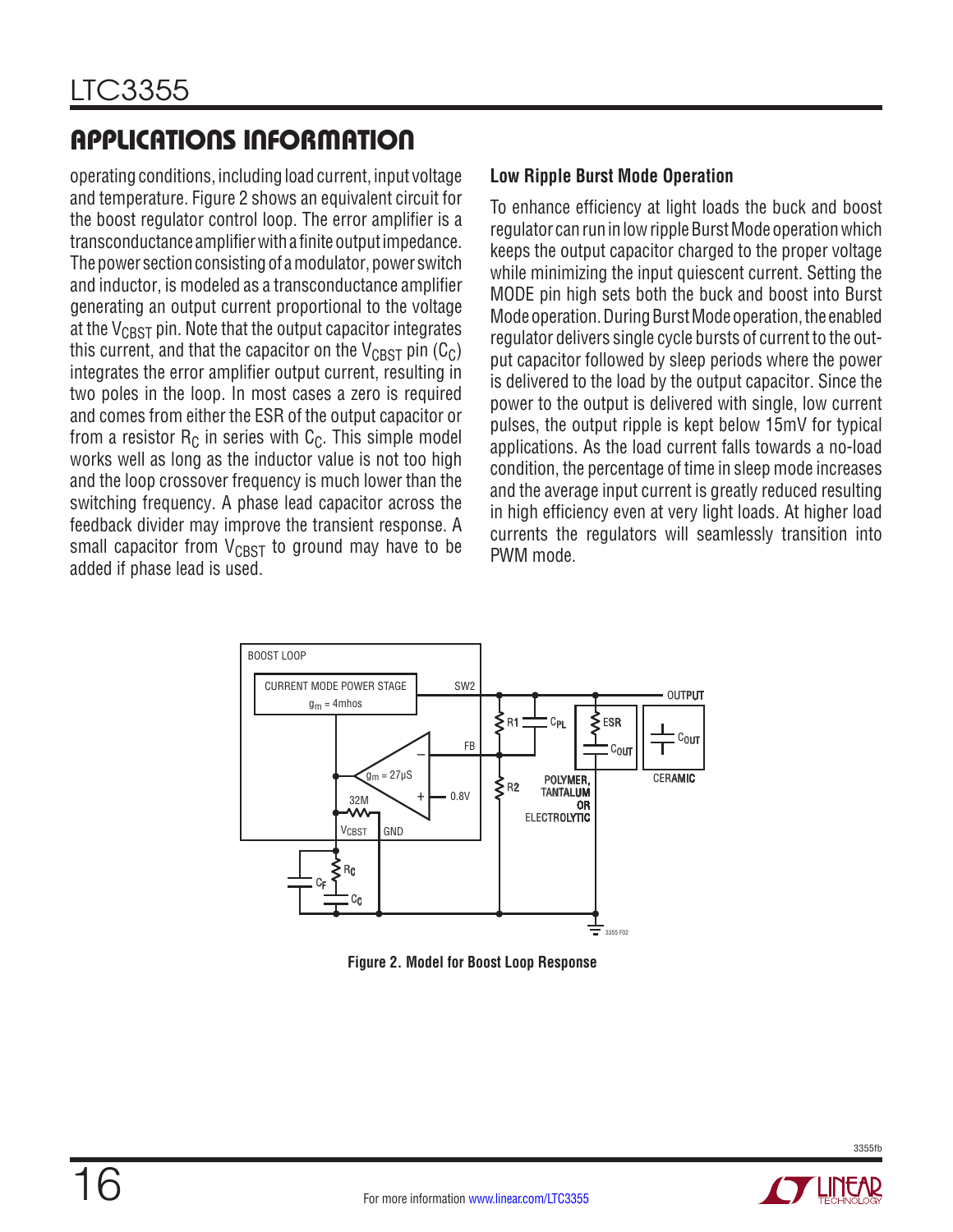## APPLICATIONS INFORMATION

operating conditions, including load current, input voltage and temperature. Figure 2 shows an equivalent circuit for the boost regulator control loop. The error amplifier is a transconductance amplifier with a finite output impedance. The power section consisting of a modulator, power switch and inductor, is modeled as a transconductance amplifier generating an output current proportional to the voltage at the $V_{CBST}$ pin. Note that the output capacitor integrates this current, and that the capacitor on the $V_{CBST}$ pin ($C_C$) integrates the error amplifier output current, resulting in two poles in the loop. In most cases a zero is required and comes from either the ESR of the output capacitor or from a resistor $R_C$ in series with $C_C$. This simple model works well as long as the inductor value is not too high and the loop crossover frequency is much lower than the switching frequency. A phase lead capacitor across the feedback divider may improve the transient response. A small capacitor from $V_{CBST}$ to ground may have to be added if phase lead is used.

### Low Ripple Burst Mode Operation

To enhance efficiency at light loads the buck and boost regulator can run in low ripple Burst Mode operation which keeps the output capacitor charged to the proper voltage while minimizing the input quiescent current. Setting the MODE pin high sets both the buck and boost into Burst Mode operation. During Burst Mode operation, the enabled regulator delivers single cycle bursts of current to the output capacitor followed by sleep periods where the power is delivered to the load by the output capacitor. Since the power to the output is delivered with single, low current pulses, the output ripple is kept below 15mV for typical applications. As the load current falls towards a no-load condition, the percentage of time in sleep mode increases and the average input current is greatly reduced resulting in high efficiency even at very light loads. At higher load currents the regulators will seamlessly transition into PWM mode.

**Figure 2. Model for Boost Loop Response**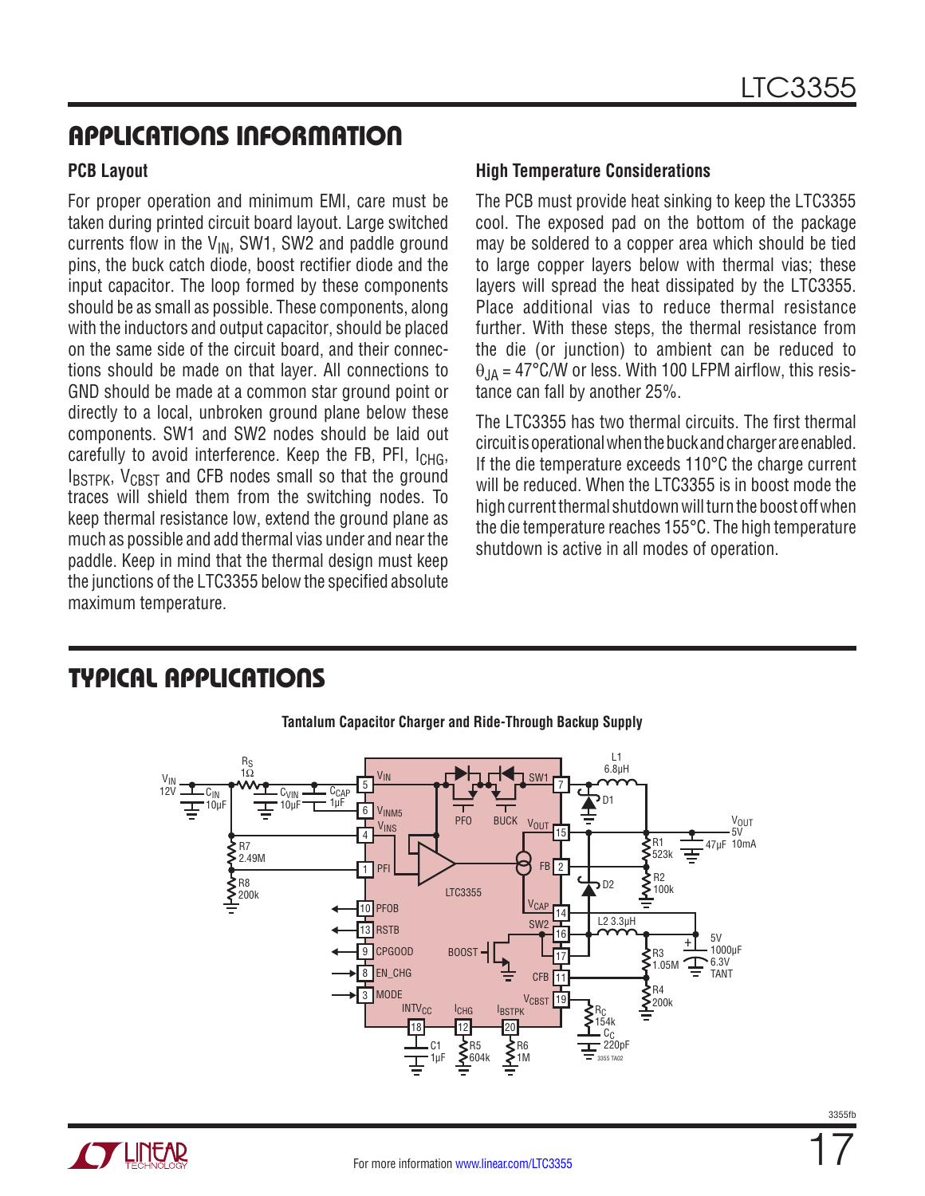## APPLICATIONS INFORMATION

### PCB Layout

For proper operation and minimum EMI, care must be taken during printed circuit board layout. Large switched currents flow in the $V_{IN}$, SW1, SW2 and paddle ground pins, the buck catch diode, boost rectifier diode and the input capacitor. The loop formed by these components should be as small as possible. These components, along with the inductors and output capacitor, should be placed on the same side of the circuit board, and their connections should be made on that layer. All connections to GND should be made at a common star ground point or directly to a local, unbroken ground plane below these components. SW1 and SW2 nodes should be laid out carefully to avoid interference. Keep the FB, PFI, $I_{CHG}$, $I_{BSTPK}$, $V_{CBST}$ and CFB nodes small so that the ground traces will shield them from the switching nodes. To keep thermal resistance low, extend the ground plane as much as possible and add thermal vias under and near the paddle. Keep in mind that the thermal design must keep the junctions of the LTC3355 below the specified absolute maximum temperature.

### High Temperature Considerations

The PCB must provide heat sinking to keep the LTC3355 cool. The exposed pad on the bottom of the package may be soldered to a copper area which should be tied to large copper layers below with thermal vias; these layers will spread the heat dissipated by the LTC3355. Place additional vias to reduce thermal resistance further. With these steps, the thermal resistance from the die (or junction) to ambient can be reduced to $\theta_{JA}$ = 47°C/W or less. With 100 LFPM airflow, this resistance can fall by another 25%.

The LTC3355 has two thermal circuits. The first thermal circuit is operational when the buck and charger are enabled. If the die temperature exceeds 110°C the charge current will be reduced. When the LTC3355 is in boost mode the high current thermal shutdown will turn the boost off when the die temperature reaches 155°C. The high temperature shutdown is active in all modes of operation.

## TYPICAL APPLICATIONS

**Tantalum Capacitor Charger and Ride-Through Backup Supply**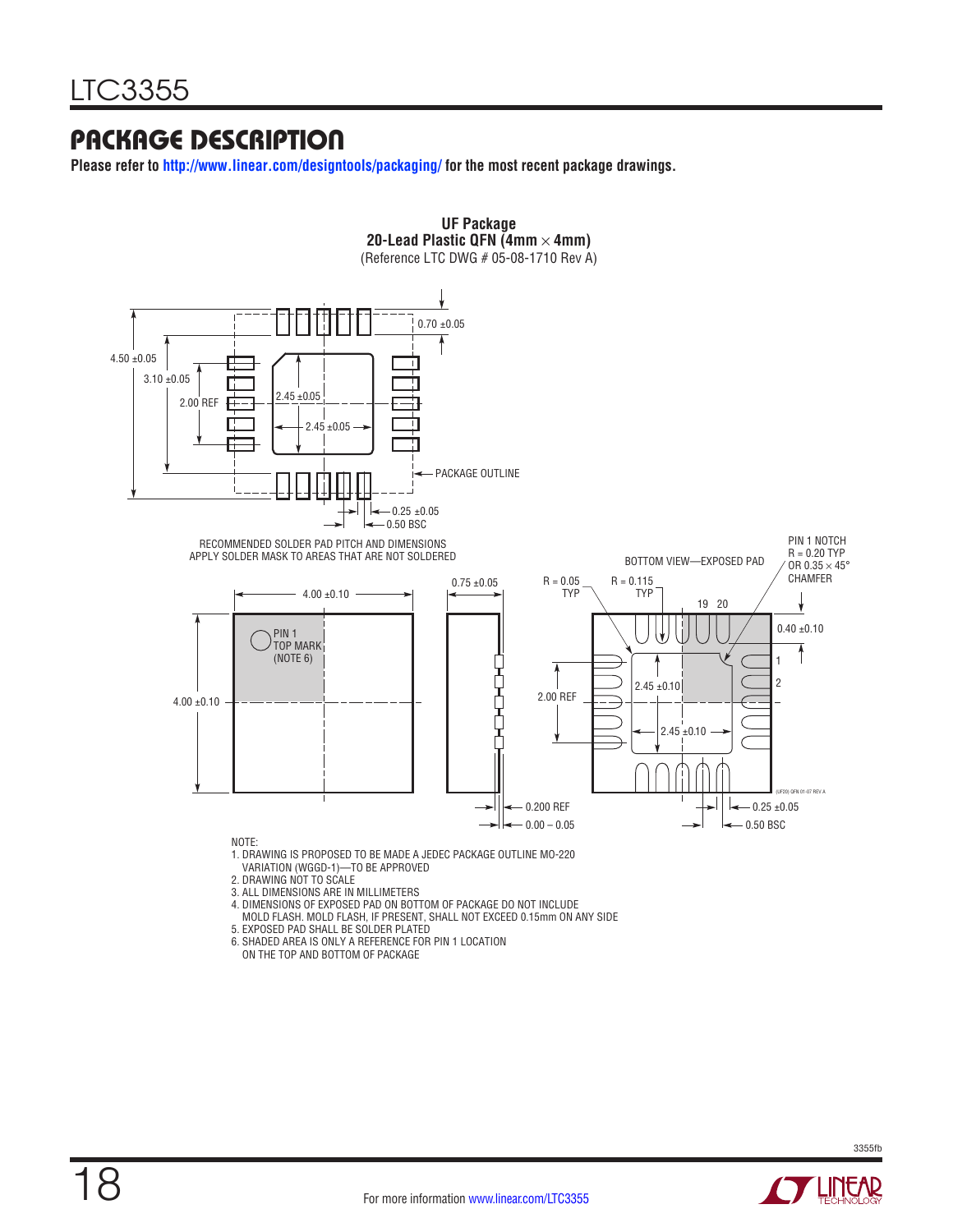# PACKAGE DESCRIPTION

**Please refer to http://www.linear.com/designtools/packaging/ for the most recent package drawings.**

**UF Package**
**20-Lead Plastic QFN (4mm × 4mm)**
(Reference LTC DWG # 05-08-1710 Rev A)

4.50 ±0.05
3.10 ±0.05
2.00 REF
2.45 ±0.05
2.45 ±0.05
0.70 ±0.05
PACKAGE OUTLINE
0.25 ±0.05
0.50 BSC

RECOMMENDED SOLDER PAD PITCH AND DIMENSIONS
APPLY SOLDER MASK TO AREAS THAT ARE NOT SOLDERED

4.00 ±0.10
4.00 ±0.10
PIN 1 TOP MARK (NOTE 6)
0.75 ±0.05
0.200 REF
0.00 – 0.05

BOTTOM VIEW—EXPOSED PAD
R = 0.05 TYP
R = 0.115 TYP
PIN 1 NOTCH R = 0.20 TYP OR 0.35 × 45° CHAMFER
19 20
1
2
0.40 ±0.10
2.00 REF
2.45 ±0.10
2.45 ±0.10
0.25 ±0.05
0.50 BSC
(UF20) QFN 01-07 REV A

NOTE:
1. DRAWING IS PROPOSED TO BE MADE A JEDEC PACKAGE OUTLINE MO-220 VARIATION (WGGD-1)—TO BE APPROVED
2. DRAWING NOT TO SCALE
3. ALL DIMENSIONS ARE IN MILLIMETERS
4. DIMENSIONS OF EXPOSED PAD ON BOTTOM OF PACKAGE DO NOT INCLUDE MOLD FLASH. MOLD FLASH, IF PRESENT, SHALL NOT EXCEED 0.15mm ON ANY SIDE
5. EXPOSED PAD SHALL BE SOLDER PLATED
6. SHADED AREA IS ONLY A REFERENCE FOR PIN 1 LOCATION ON THE TOP AND BOTTOM OF PACKAGE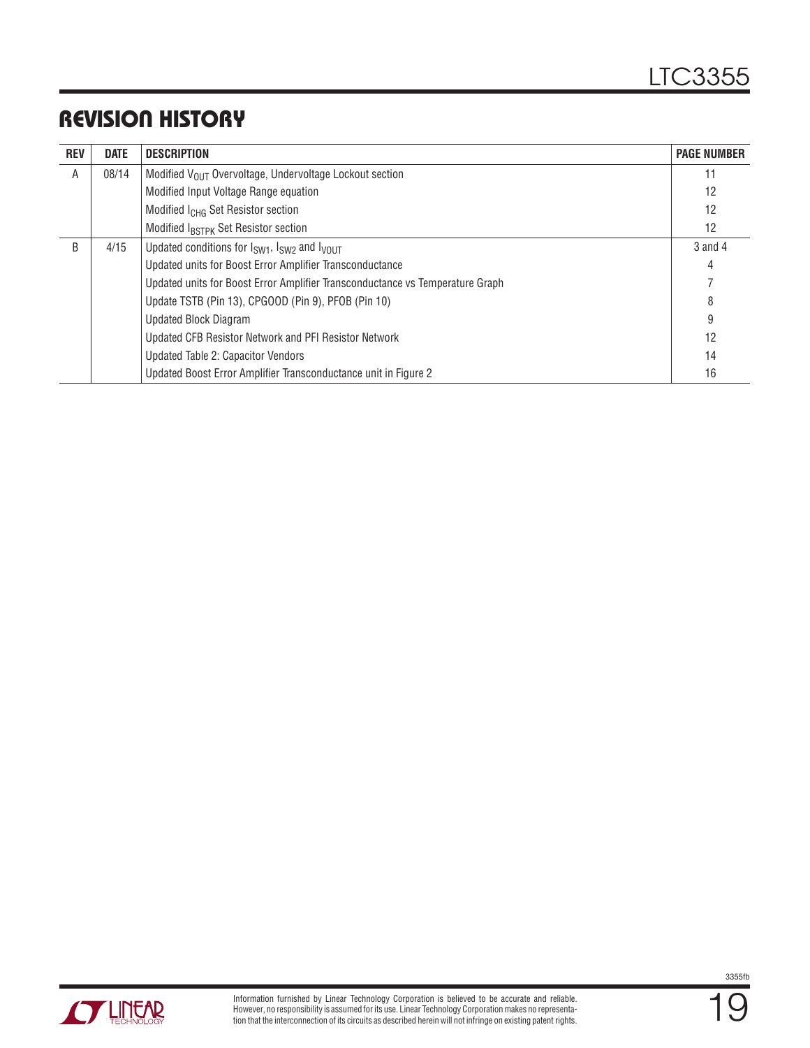## REVISION HISTORY

| REV | DATE | DESCRIPTION | PAGE NUMBER |
|---|---|---|---|
| A | 08/14 | Modified $V_{OUT}$ Overvoltage, Undervoltage Lockout section | 11 |
| | | Modified Input Voltage Range equation | 12 |
| | | Modified $I_{CHG}$ Set Resistor section | 12 |
| | | Modified $I_{BSTPK}$ Set Resistor section | 12 |
| B | 4/15 | Updated conditions for $I_{SW1}$, $I_{SW2}$ and $I_{VOUT}$ | 3 and 4 |
| | | Updated units for Boost Error Amplifier Transconductance | 4 |
| | | Updated units for Boost Error Amplifier Transconductance vs Temperature Graph | 7 |
| | | Update TSTB (Pin 13), CPGOOD (Pin 9), PFOB (Pin 10) | 8 |
| | | Updated Block Diagram | 9 |
| | | Updated CFB Resistor Network and PFI Resistor Network | 12 |
| | | Updated Table 2: Capacitor Vendors | 14 |
| | | Updated Boost Error Amplifier Transconductance unit in Figure 2 | 16 |

Information furnished by Linear Technology Corporation is believed to be accurate and reliable. However, no responsibility is assumed for its use. Linear Technology Corporation makes no representation that the interconnection of its circuits as described herein will not infringe on existing patent rights.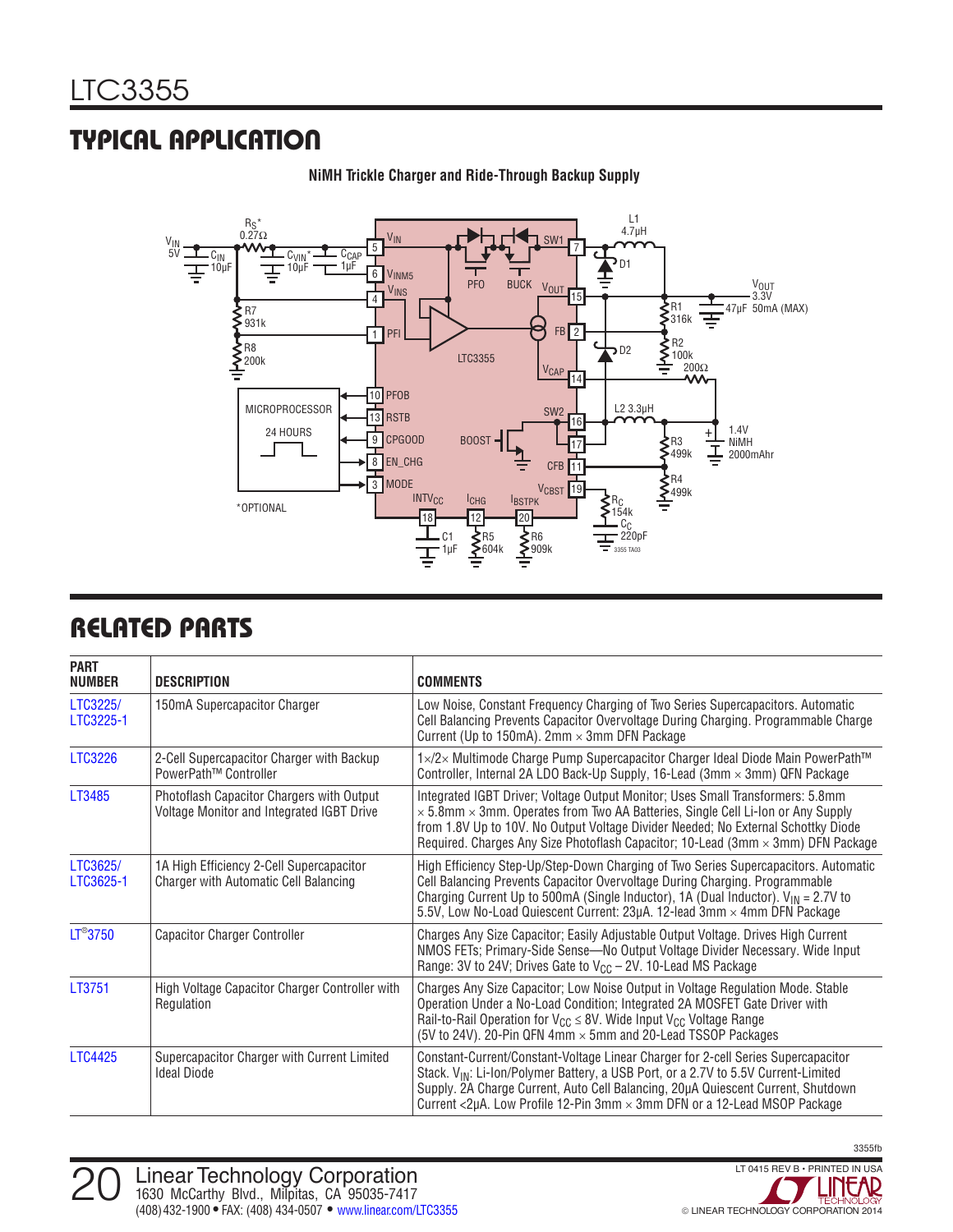## TYPICAL APPLICATION

**NiMH Trickle Charger and Ride-Through Backup Supply**

$V_{IN}$ 5V
$C_{IN}$ 10µF
$R_S$* 0.27Ω
$C_{VIN}$* 10µF
$C_{CAP}$ 1µF
R7 931k
R8 200k
$V_{IN}$ 5
$V_{INM5}$ 6
$V_{INS}$ 4
PFI 1
PFO
BUCK
SW1 7
L1 4.7µH
D1
$V_{OUT}$ 15
FB 2
D2
$V_{CAP}$ 14
LTC3355
R1 316k
R2 100k
200Ω
$V_{OUT}$ 3.3V
47µF 50mA (MAX)
MICROPROCESSOR
24 HOURS
PFOB 10
RSTB 13
CPGOOD 9
EN_CHG 8
MODE 3
SW2 16
17
L2 3.3µH
BOOST
CFB 11
$V_{CBST}$ 19
R3 499k
R4 499k
1.4V NiMH 2000mAhr
$INTV_{CC}$ 18
$I_{CHG}$ 12
$I_{BSTPK}$ 20
C1 1µF
R5 604k
R6 909k
$R_C$ 154k
$C_C$ 220pF
*OPTIONAL
3355 TA03

## RELATED PARTS

| PART NUMBER | DESCRIPTION | COMMENTS |
|---|---|---|
| LTC3225/ LTC3225-1 | 150mA Supercapacitor Charger | Low Noise, Constant Frequency Charging of Two Series Supercapacitors. Automatic Cell Balancing Prevents Capacitor Overvoltage During Charging. Programmable Charge Current (Up to 150mA). 2mm × 3mm DFN Package |
| LTC3226 | 2-Cell Supercapacitor Charger with Backup PowerPath™ Controller | 1×/2× Multimode Charge Pump Supercapacitor Charger Ideal Diode Main PowerPath™ Controller, Internal 2A LDO Back-Up Supply, 16-Lead (3mm × 3mm) QFN Package |
| LT3485 | Photoflash Capacitor Chargers with Output Voltage Monitor and Integrated IGBT Drive | Integrated IGBT Driver; Voltage Output Monitor; Uses Small Transformers: 5.8mm × 5.8mm × 3mm. Operates from Two AA Batteries, Single Cell Li-Ion or Any Supply from 1.8V Up to 10V. No Output Voltage Divider Needed; No External Schottky Diode Required. Charges Any Size Photoflash Capacitor; 10-Lead (3mm × 3mm) DFN Package |
| LTC3625/ LTC3625-1 | 1A High Efficiency 2-Cell Supercapacitor Charger with Automatic Cell Balancing | High Efficiency Step-Up/Step-Down Charging of Two Series Supercapacitors. Automatic Cell Balancing Prevents Capacitor Overvoltage During Charging. Programmable Charging Current Up to 500mA (Single Inductor), 1A (Dual Inductor). $V_{IN}$ = 2.7V to 5.5V, Low No-Load Quiescent Current: 23µA. 12-lead 3mm × 4mm DFN Package |
| LT®3750 | Capacitor Charger Controller | Charges Any Size Capacitor; Easily Adjustable Output Voltage. Drives High Current NMOS FETs; Primary-Side Sense—No Output Voltage Divider Necessary. Wide Input Range: 3V to 24V; Drives Gate to $V_{CC}$ – 2V. 10-Lead MS Package |
| LT3751 | High Voltage Capacitor Charger Controller with Regulation | Charges Any Size Capacitor; Low Noise Output in Voltage Regulation Mode. Stable Operation Under a No-Load Condition; Integrated 2A MOSFET Gate Driver with Rail-to-Rail Operation for $V_{CC}$ ≤ 8V. Wide Input $V_{CC}$ Voltage Range (5V to 24V). 20-Pin QFN 4mm × 5mm and 20-Lead TSSOP Packages |
| LTC4425 | Supercapacitor Charger with Current Limited Ideal Diode | Constant-Current/Constant-Voltage Linear Charger for 2-cell Series Supercapacitor Stack. $V_{IN}$: Li-Ion/Polymer Battery, a USB Port, or a 2.7V to 5.5V Current-Limited Supply. 2A Charge Current, Auto Cell Balancing, 20µA Quiescent Current, Shutdown Current <2µA. Low Profile 12-Pin 3mm × 3mm DFN or a 12-Lead MSOP Package |

Linear Technology Corporation
1630 McCarthy Blvd., Milpitas, CA 95035-7417
(408) 432-1900 • FAX: (408) 434-0507 • www.linear.com/LTC3355

3355fb
LT 0415 REV B • PRINTED IN USA
© LINEAR TECHNOLOGY CORPORATION 2014